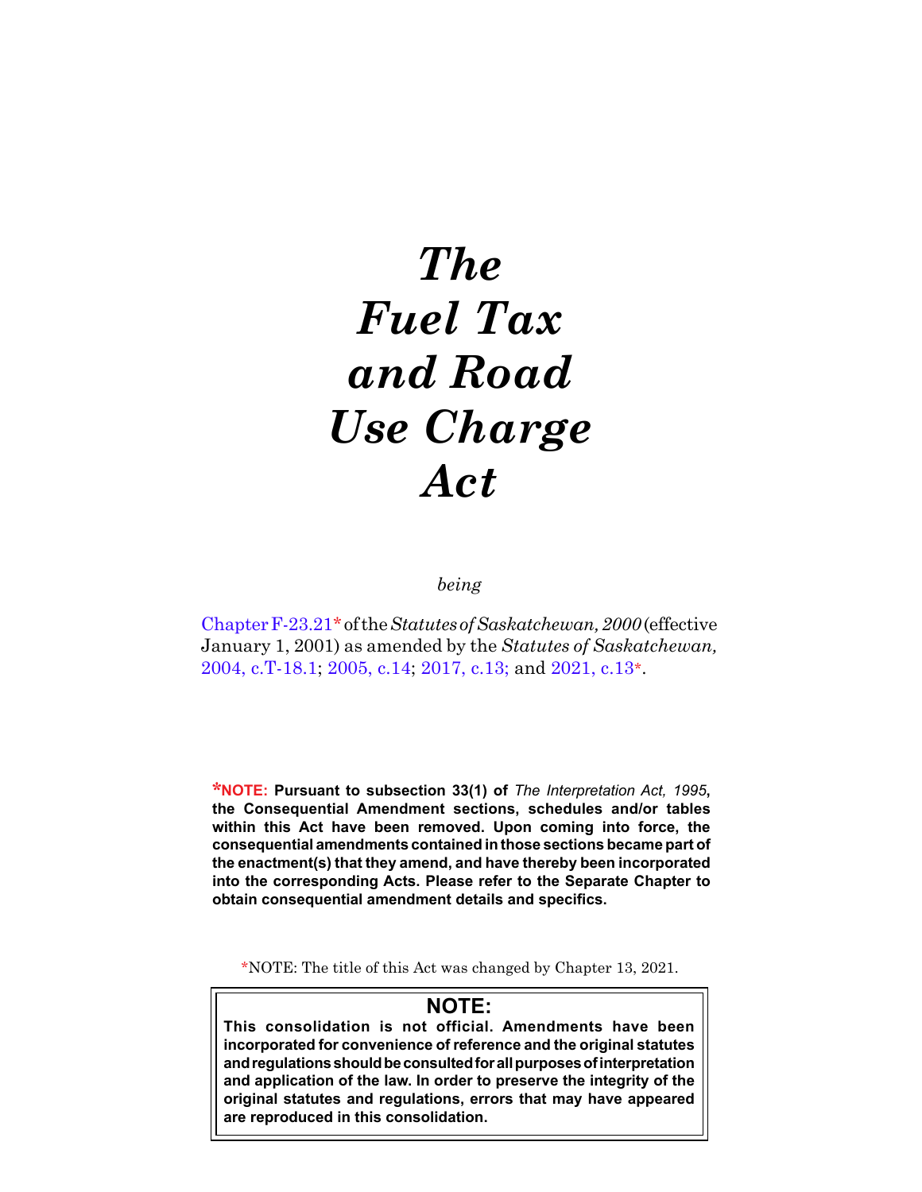# *The Fuel Tax and Road Use Charge Act*

*being*

Chapter F-23.21* of the *Statutes of Saskatchewan, 2000* (effective January 1, 2001) as amended by the *Statutes of Saskatchewan,* 2004, c.T-18.1; 2005, c.14; 2017, c.13; and 2021, c.13*.

***NOTE:** **Pursuant to subsection 33(1) of *The Interpretation Act, 1995*, the Consequential Amendment sections, schedules and/or tables within this Act have been removed. Upon coming into force, the consequential amendments contained in those sections became part of the enactment(s) that they amend, and have thereby been incorporated into the corresponding Acts. Please refer to the Separate Chapter to obtain consequential amendment details and specifics.**

*NOTE: The title of this Act was changed by Chapter 13, 2021.

**NOTE:**

**This consolidation is not official. Amendments have been incorporated for convenience of reference and the original statutes and regulations should be consulted for all purposes of interpretation and application of the law. In order to preserve the integrity of the original statutes and regulations, errors that may have appeared are reproduced in this consolidation.**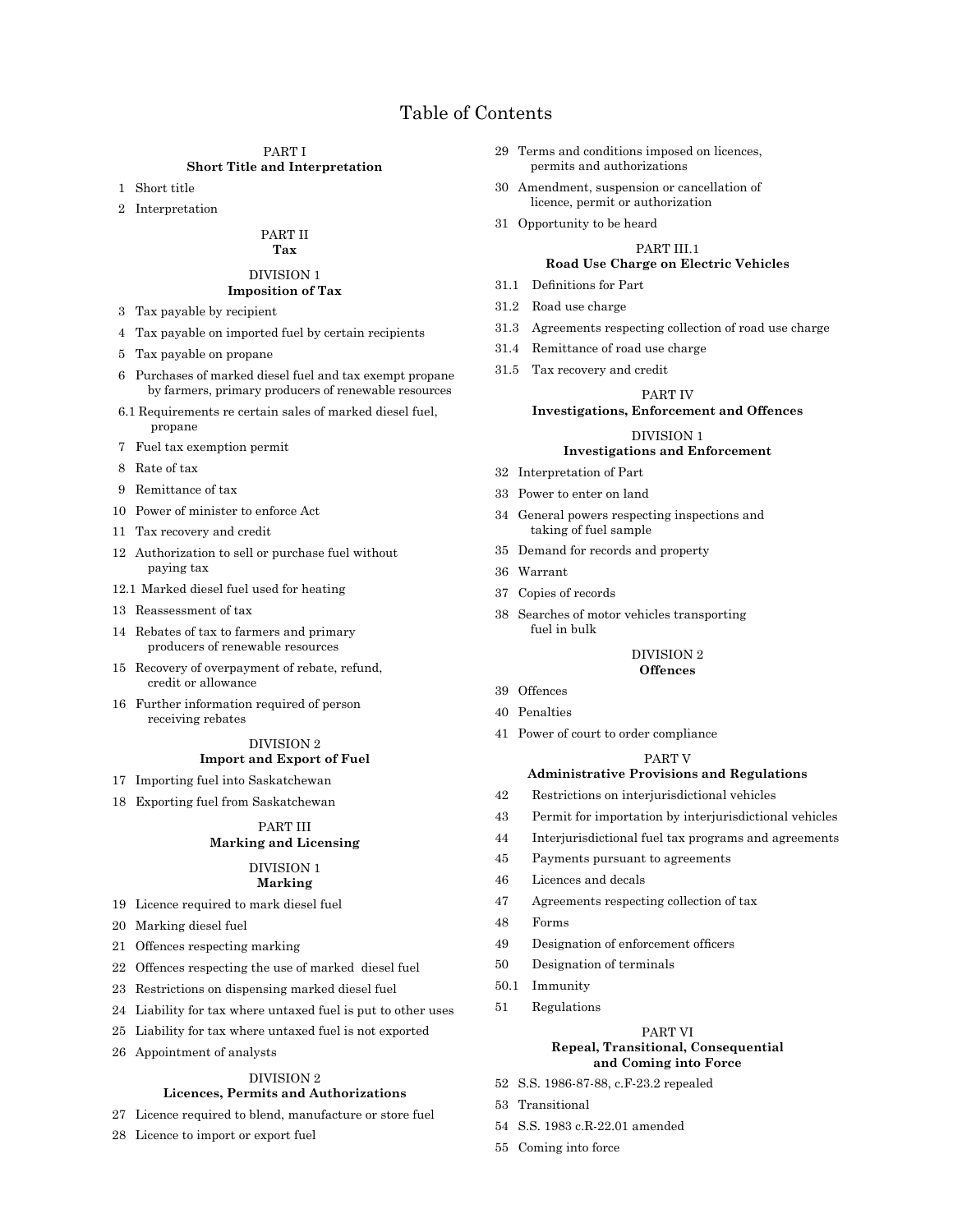# Table of Contents

## PART I
### Short Title and Interpretation

1 Short title

2 Interpretation

## PART II
### Tax

#### DIVISION 1
#### Imposition of Tax

3 Tax payable by recipient

4 Tax payable on imported fuel by certain recipients

5 Tax payable on propane

6 Purchases of marked diesel fuel and tax exempt propane by farmers, primary producers of renewable resources

6.1 Requirements re certain sales of marked diesel fuel, propane

7 Fuel tax exemption permit

8 Rate of tax

9 Remittance of tax

10 Power of minister to enforce Act

11 Tax recovery and credit

12 Authorization to sell or purchase fuel without paying tax

12.1 Marked diesel fuel used for heating

13 Reassessment of tax

14 Rebates of tax to farmers and primary producers of renewable resources

15 Recovery of overpayment of rebate, refund, credit or allowance

16 Further information required of person receiving rebates

#### DIVISION 2
#### Import and Export of Fuel

17 Importing fuel into Saskatchewan

18 Exporting fuel from Saskatchewan

## PART III
### Marking and Licensing

#### DIVISION 1
#### Marking

19 Licence required to mark diesel fuel

20 Marking diesel fuel

21 Offences respecting marking

22 Offences respecting the use of marked diesel fuel

23 Restrictions on dispensing marked diesel fuel

24 Liability for tax where untaxed fuel is put to other uses

25 Liability for tax where untaxed fuel is not exported

26 Appointment of analysts

#### DIVISION 2
#### Licences, Permits and Authorizations

27 Licence required to blend, manufacture or store fuel

28 Licence to import or export fuel

29 Terms and conditions imposed on licences, permits and authorizations

30 Amendment, suspension or cancellation of licence, permit or authorization

31 Opportunity to be heard

## PART III.1
### Road Use Charge on Electric Vehicles

31.1 Definitions for Part

31.2 Road use charge

31.3 Agreements respecting collection of road use charge

31.4 Remittance of road use charge

31.5 Tax recovery and credit

## PART IV
### Investigations, Enforcement and Offences

#### DIVISION 1
#### Investigations and Enforcement

32 Interpretation of Part

33 Power to enter on land

34 General powers respecting inspections and taking of fuel sample

35 Demand for records and property

36 Warrant

37 Copies of records

38 Searches of motor vehicles transporting fuel in bulk

#### DIVISION 2
#### Offences

39 Offences

40 Penalties

41 Power of court to order compliance

## PART V
### Administrative Provisions and Regulations

42 Restrictions on interjurisdictional vehicles

43 Permit for importation by interjurisdictional vehicles

44 Interjurisdictional fuel tax programs and agreements

45 Payments pursuant to agreements

46 Licences and decals

47 Agreements respecting collection of tax

48 Forms

49 Designation of enforcement officers

50 Designation of terminals

50.1 Immunity

51 Regulations

## PART VI
### Repeal, Transitional, Consequential and Coming into Force

52 S.S. 1986-87-88, c.F-23.2 repealed

53 Transitional

54 S.S. 1983 c.R-22.01 amended

55 Coming into force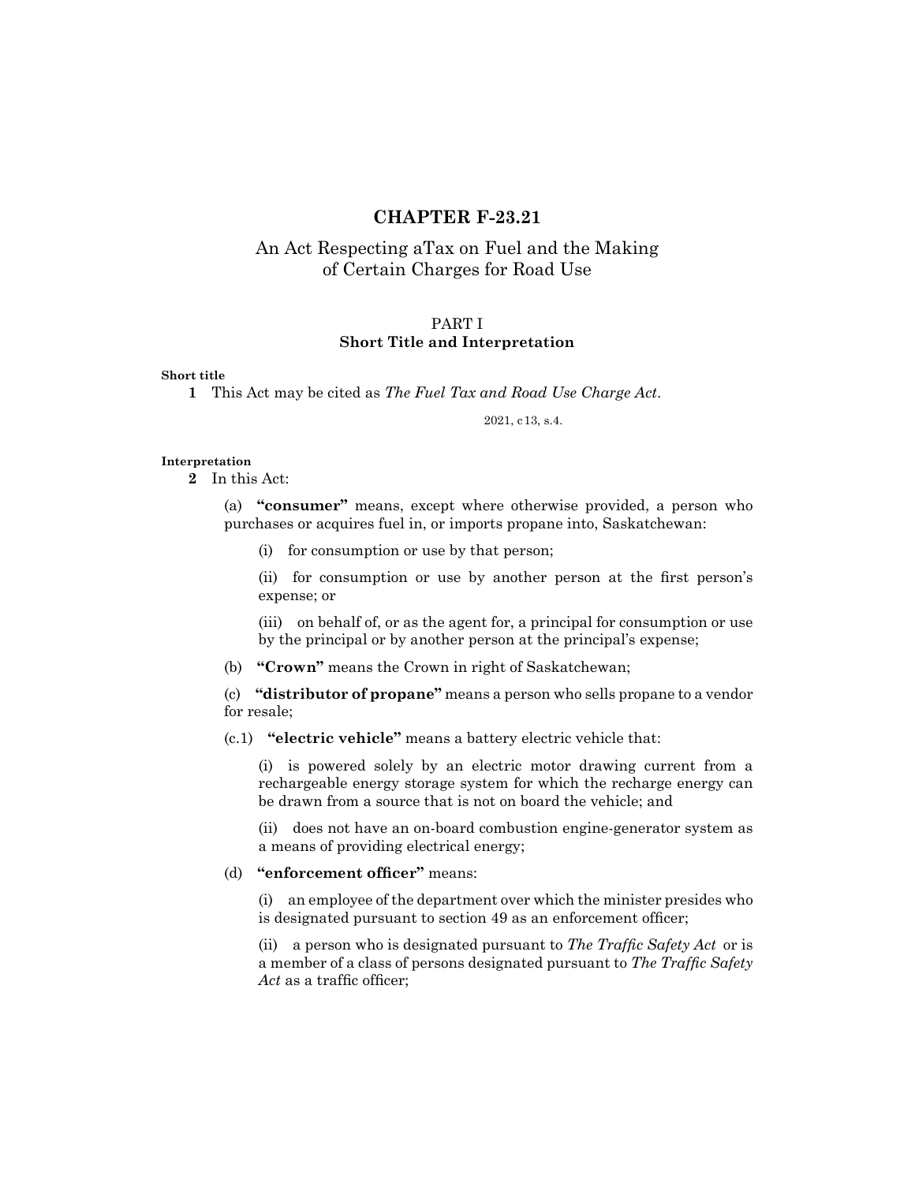# CHAPTER F-23.21

## An Act Respecting aTax on Fuel and the Making of Certain Charges for Road Use

## PART I
## Short Title and Interpretation

**Short title**

**1** This Act may be cited as *The Fuel Tax and Road Use Charge Act*.

2021, c13, s.4.

**Interpretation**

**2** In this Act:

(a) **"consumer"** means, except where otherwise provided, a person who purchases or acquires fuel in, or imports propane into, Saskatchewan:

(i) for consumption or use by that person;

(ii) for consumption or use by another person at the first person's expense; or

(iii) on behalf of, or as the agent for, a principal for consumption or use by the principal or by another person at the principal's expense;

(b) **"Crown"** means the Crown in right of Saskatchewan;

(c) **"distributor of propane"** means a person who sells propane to a vendor for resale;

(c.1) **"electric vehicle"** means a battery electric vehicle that:

(i) is powered solely by an electric motor drawing current from a rechargeable energy storage system for which the recharge energy can be drawn from a source that is not on board the vehicle; and

(ii) does not have an on-board combustion engine-generator system as a means of providing electrical energy;

(d) **"enforcement officer"** means:

(i) an employee of the department over which the minister presides who is designated pursuant to section 49 as an enforcement officer;

(ii) a person who is designated pursuant to *The Traffic Safety Act* or is a member of a class of persons designated pursuant to *The Traffic Safety Act* as a traffic officer;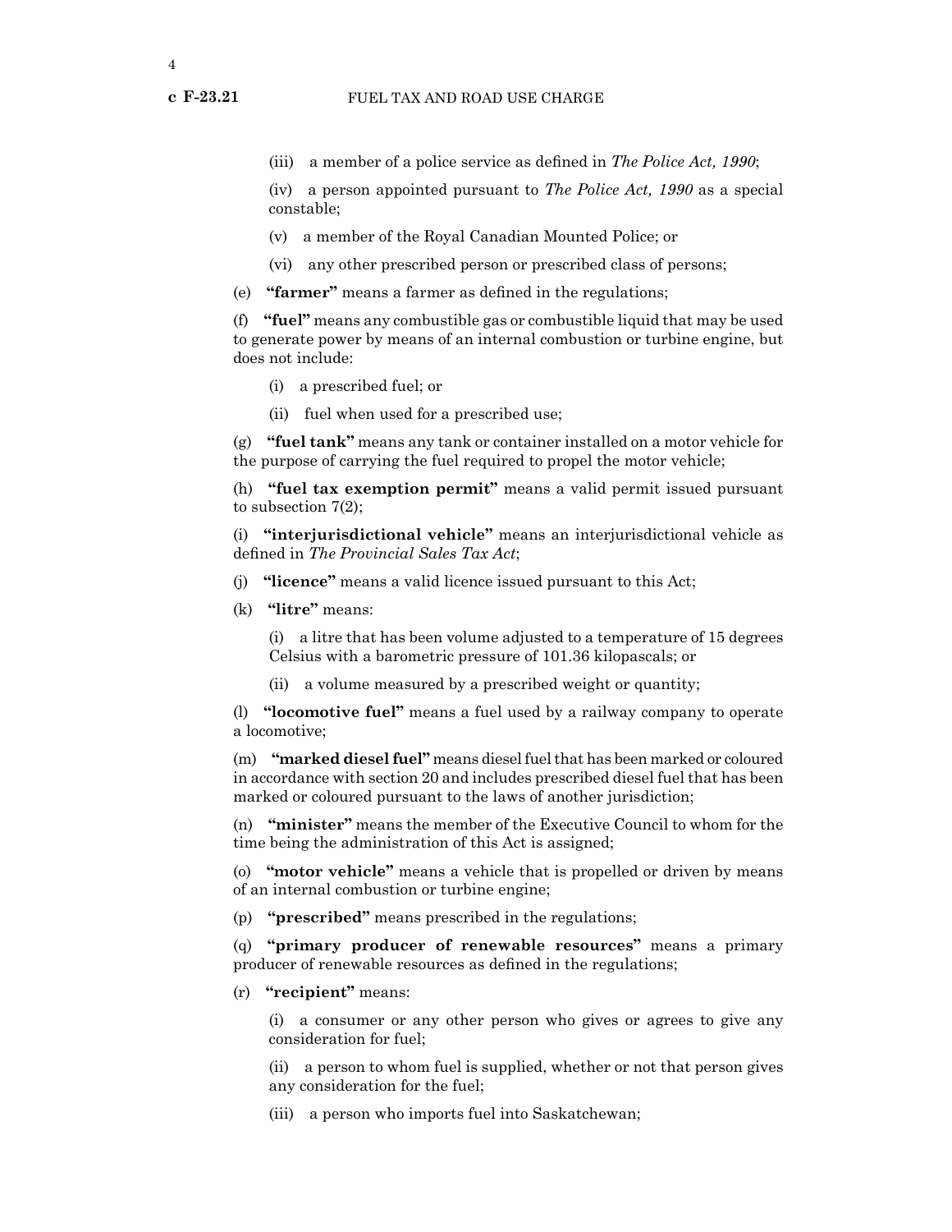(iii) a member of a police service as defined in *The Police Act, 1990*;

(iv) a person appointed pursuant to *The Police Act, 1990* as a special constable;

(v) a member of the Royal Canadian Mounted Police; or

(vi) any other prescribed person or prescribed class of persons;

(e) **"farmer"** means a farmer as defined in the regulations;

(f) **"fuel"** means any combustible gas or combustible liquid that may be used to generate power by means of an internal combustion or turbine engine, but does not include:

(i) a prescribed fuel; or

(ii) fuel when used for a prescribed use;

(g) **"fuel tank"** means any tank or container installed on a motor vehicle for the purpose of carrying the fuel required to propel the motor vehicle;

(h) **"fuel tax exemption permit"** means a valid permit issued pursuant to subsection 7(2);

(i) **"interjurisdictional vehicle"** means an interjurisdictional vehicle as defined in *The Provincial Sales Tax Act*;

(j) **"licence"** means a valid licence issued pursuant to this Act;

(k) **"litre"** means:

(i) a litre that has been volume adjusted to a temperature of 15 degrees Celsius with a barometric pressure of 101.36 kilopascals; or

(ii) a volume measured by a prescribed weight or quantity;

(l) **"locomotive fuel"** means a fuel used by a railway company to operate a locomotive;

(m) **"marked diesel fuel"** means diesel fuel that has been marked or coloured in accordance with section 20 and includes prescribed diesel fuel that has been marked or coloured pursuant to the laws of another jurisdiction;

(n) **"minister"** means the member of the Executive Council to whom for the time being the administration of this Act is assigned;

(o) **"motor vehicle"** means a vehicle that is propelled or driven by means of an internal combustion or turbine engine;

(p) **"prescribed"** means prescribed in the regulations;

(q) **"primary producer of renewable resources"** means a primary producer of renewable resources as defined in the regulations;

(r) **"recipient"** means:

(i) a consumer or any other person who gives or agrees to give any consideration for fuel;

(ii) a person to whom fuel is supplied, whether or not that person gives any consideration for the fuel;

(iii) a person who imports fuel into Saskatchewan;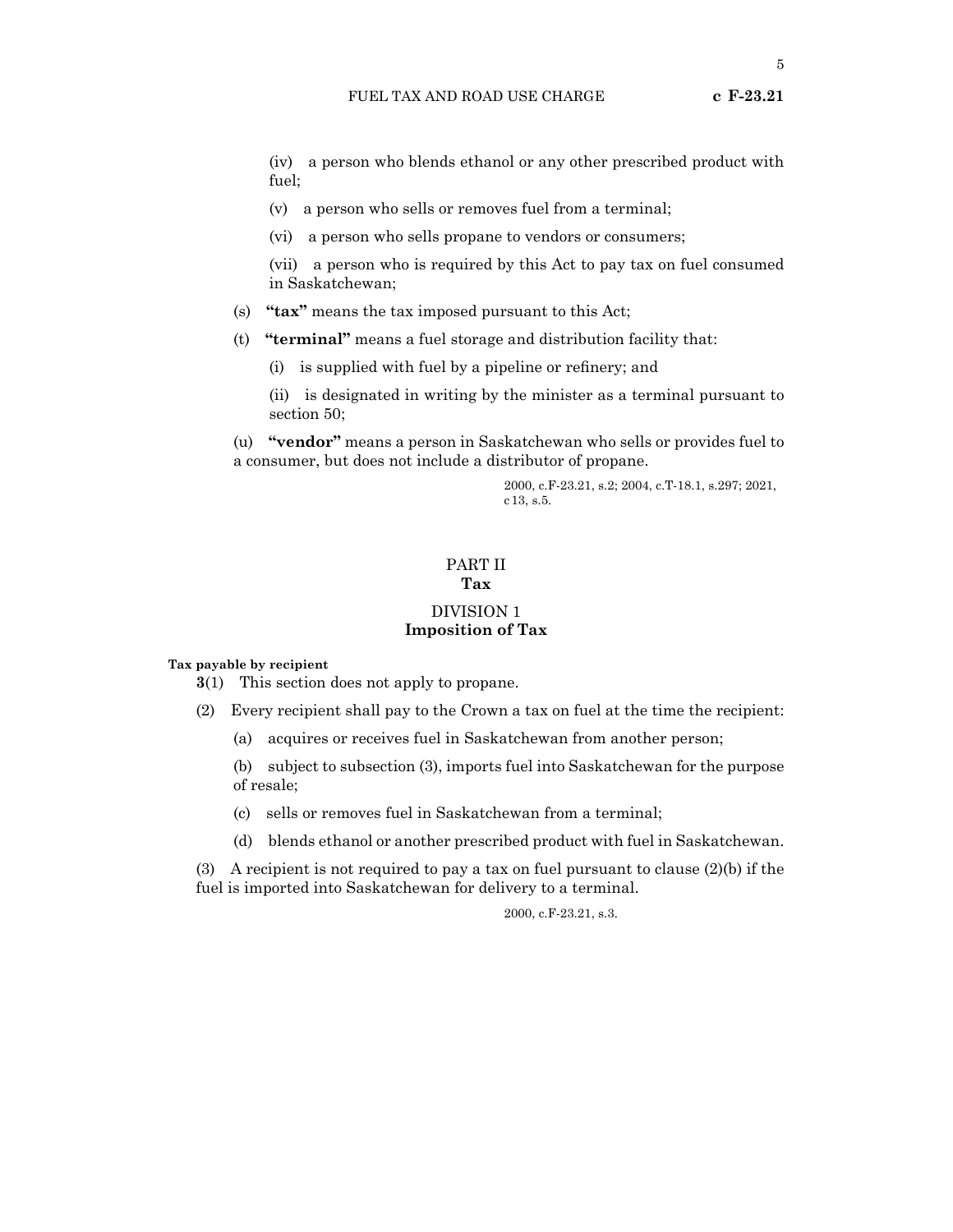(iv) a person who blends ethanol or any other prescribed product with fuel;

(v) a person who sells or removes fuel from a terminal;

(vi) a person who sells propane to vendors or consumers;

(vii) a person who is required by this Act to pay tax on fuel consumed in Saskatchewan;

(s) **"tax"** means the tax imposed pursuant to this Act;

(t) **"terminal"** means a fuel storage and distribution facility that:

(i) is supplied with fuel by a pipeline or refinery; and

(ii) is designated in writing by the minister as a terminal pursuant to section 50;

(u) **"vendor"** means a person in Saskatchewan who sells or provides fuel to a consumer, but does not include a distributor of propane.

2000, c.F-23.21, s.2; 2004, c.T-18.1, s.297; 2021, c 13, s.5.

## PART II
## Tax

### DIVISION 1
### Imposition of Tax

**Tax payable by recipient**

**3**(1) This section does not apply to propane.

(2) Every recipient shall pay to the Crown a tax on fuel at the time the recipient:

(a) acquires or receives fuel in Saskatchewan from another person;

(b) subject to subsection (3), imports fuel into Saskatchewan for the purpose of resale;

(c) sells or removes fuel in Saskatchewan from a terminal;

(d) blends ethanol or another prescribed product with fuel in Saskatchewan.

(3) A recipient is not required to pay a tax on fuel pursuant to clause (2)(b) if the fuel is imported into Saskatchewan for delivery to a terminal.

2000, c.F-23.21, s.3.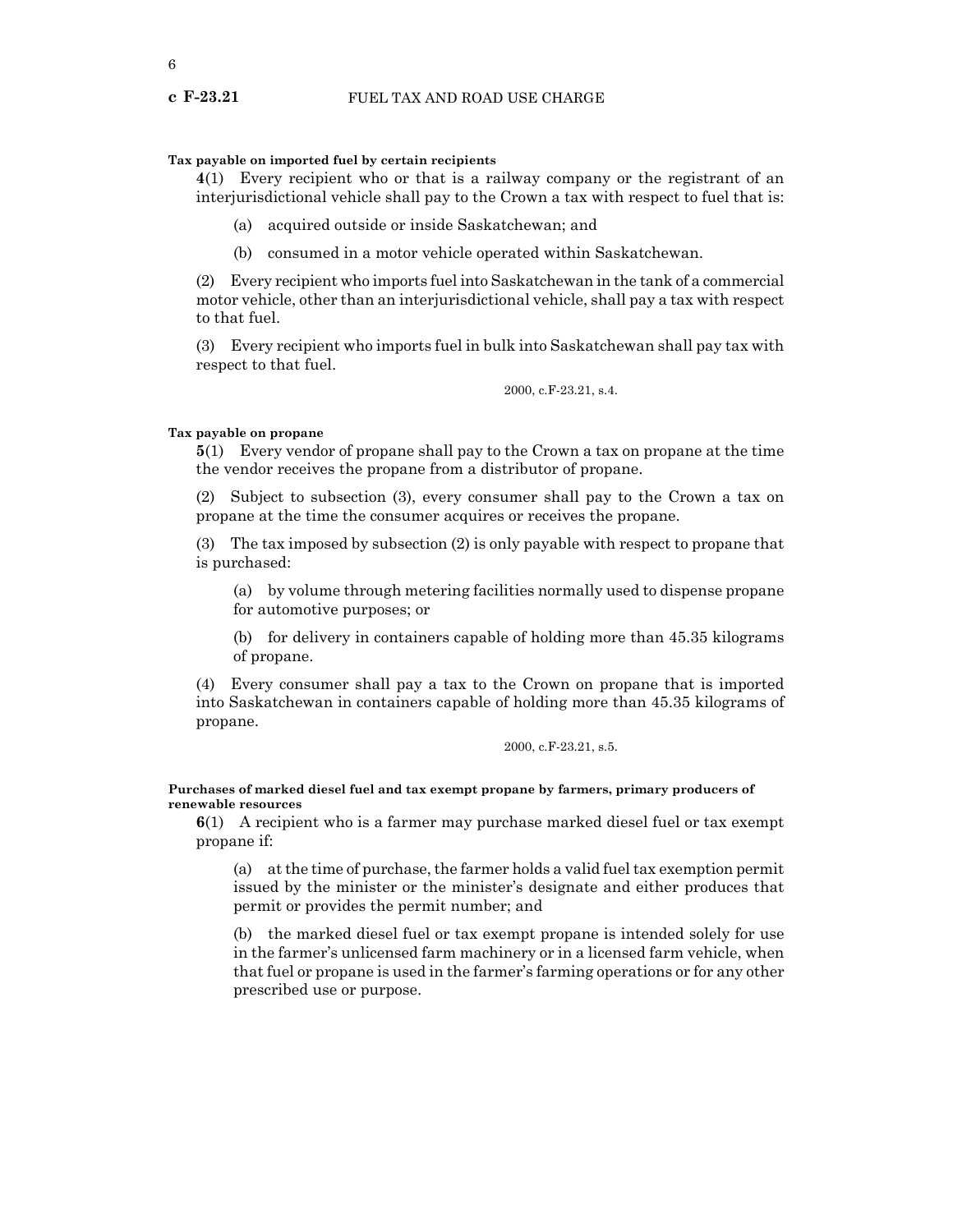**Tax payable on imported fuel by certain recipients**

**4**(1) Every recipient who or that is a railway company or the registrant of an interjurisdictional vehicle shall pay to the Crown a tax with respect to fuel that is:

(a) acquired outside or inside Saskatchewan; and

(b) consumed in a motor vehicle operated within Saskatchewan.

(2) Every recipient who imports fuel into Saskatchewan in the tank of a commercial motor vehicle, other than an interjurisdictional vehicle, shall pay a tax with respect to that fuel.

(3) Every recipient who imports fuel in bulk into Saskatchewan shall pay tax with respect to that fuel.

2000, c.F-23.21, s.4.

**Tax payable on propane**

**5**(1) Every vendor of propane shall pay to the Crown a tax on propane at the time the vendor receives the propane from a distributor of propane.

(2) Subject to subsection (3), every consumer shall pay to the Crown a tax on propane at the time the consumer acquires or receives the propane.

(3) The tax imposed by subsection (2) is only payable with respect to propane that is purchased:

(a) by volume through metering facilities normally used to dispense propane for automotive purposes; or

(b) for delivery in containers capable of holding more than 45.35 kilograms of propane.

(4) Every consumer shall pay a tax to the Crown on propane that is imported into Saskatchewan in containers capable of holding more than 45.35 kilograms of propane.

2000, c.F-23.21, s.5.

**Purchases of marked diesel fuel and tax exempt propane by farmers, primary producers of renewable resources**

**6**(1) A recipient who is a farmer may purchase marked diesel fuel or tax exempt propane if:

(a) at the time of purchase, the farmer holds a valid fuel tax exemption permit issued by the minister or the minister's designate and either produces that permit or provides the permit number; and

(b) the marked diesel fuel or tax exempt propane is intended solely for use in the farmer's unlicensed farm machinery or in a licensed farm vehicle, when that fuel or propane is used in the farmer's farming operations or for any other prescribed use or purpose.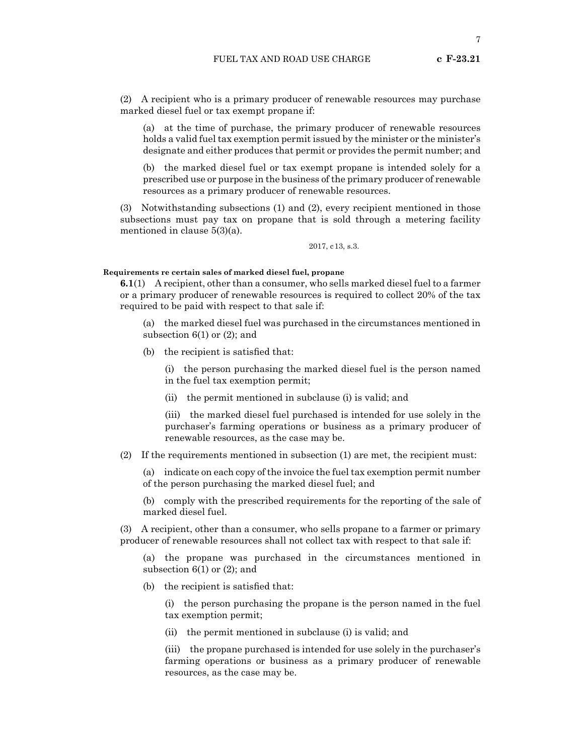(2) A recipient who is a primary producer of renewable resources may purchase marked diesel fuel or tax exempt propane if:

(a) at the time of purchase, the primary producer of renewable resources holds a valid fuel tax exemption permit issued by the minister or the minister's designate and either produces that permit or provides the permit number; and

(b) the marked diesel fuel or tax exempt propane is intended solely for a prescribed use or purpose in the business of the primary producer of renewable resources as a primary producer of renewable resources.

(3) Notwithstanding subsections (1) and (2), every recipient mentioned in those subsections must pay tax on propane that is sold through a metering facility mentioned in clause 5(3)(a).

2017, c13, s.3.

**Requirements re certain sales of marked diesel fuel, propane**

**6.1**(1) A recipient, other than a consumer, who sells marked diesel fuel to a farmer or a primary producer of renewable resources is required to collect 20% of the tax required to be paid with respect to that sale if:

(a) the marked diesel fuel was purchased in the circumstances mentioned in subsection 6(1) or (2); and

(b) the recipient is satisfied that:

(i) the person purchasing the marked diesel fuel is the person named in the fuel tax exemption permit;

(ii) the permit mentioned in subclause (i) is valid; and

(iii) the marked diesel fuel purchased is intended for use solely in the purchaser's farming operations or business as a primary producer of renewable resources, as the case may be.

(2) If the requirements mentioned in subsection (1) are met, the recipient must:

(a) indicate on each copy of the invoice the fuel tax exemption permit number of the person purchasing the marked diesel fuel; and

(b) comply with the prescribed requirements for the reporting of the sale of marked diesel fuel.

(3) A recipient, other than a consumer, who sells propane to a farmer or primary producer of renewable resources shall not collect tax with respect to that sale if:

(a) the propane was purchased in the circumstances mentioned in subsection 6(1) or (2); and

(b) the recipient is satisfied that:

(i) the person purchasing the propane is the person named in the fuel tax exemption permit;

(ii) the permit mentioned in subclause (i) is valid; and

(iii) the propane purchased is intended for use solely in the purchaser's farming operations or business as a primary producer of renewable resources, as the case may be.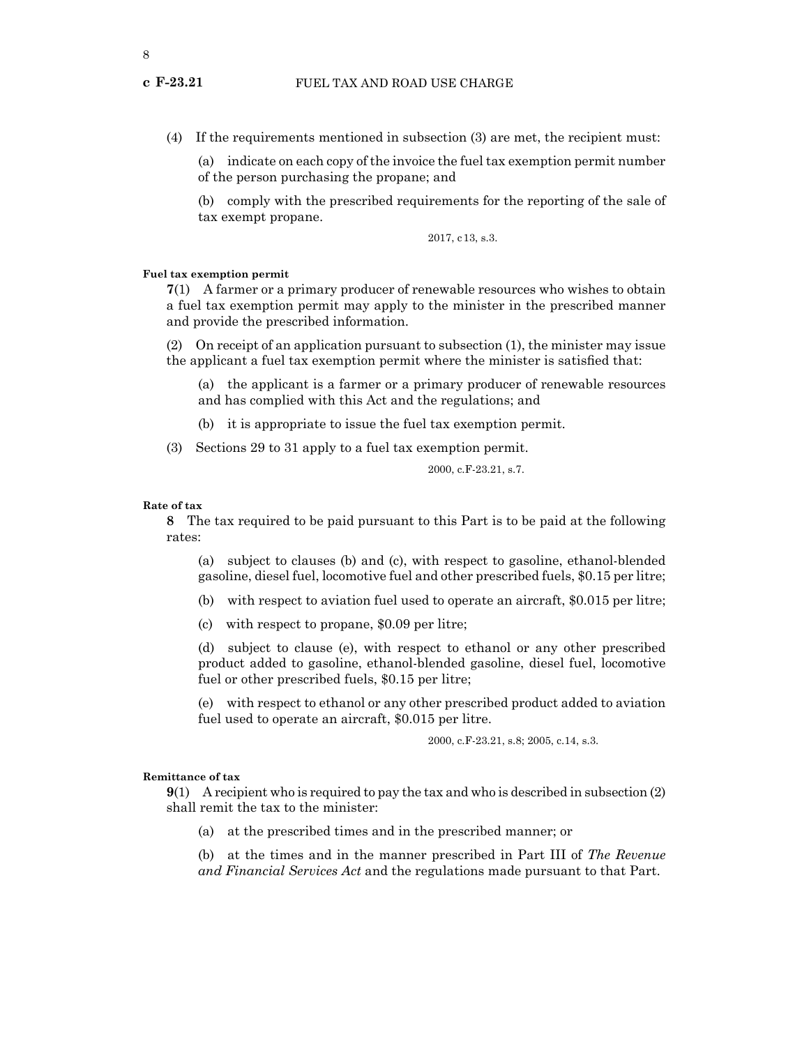(4) If the requirements mentioned in subsection (3) are met, the recipient must:

(a) indicate on each copy of the invoice the fuel tax exemption permit number of the person purchasing the propane; and

(b) comply with the prescribed requirements for the reporting of the sale of tax exempt propane.

2017, c13, s.3.

**Fuel tax exemption permit**

**7**(1) A farmer or a primary producer of renewable resources who wishes to obtain a fuel tax exemption permit may apply to the minister in the prescribed manner and provide the prescribed information.

(2) On receipt of an application pursuant to subsection (1), the minister may issue the applicant a fuel tax exemption permit where the minister is satisfied that:

(a) the applicant is a farmer or a primary producer of renewable resources and has complied with this Act and the regulations; and

(b) it is appropriate to issue the fuel tax exemption permit.

(3) Sections 29 to 31 apply to a fuel tax exemption permit.

2000, c.F-23.21, s.7.

**Rate of tax**

**8** The tax required to be paid pursuant to this Part is to be paid at the following rates:

(a) subject to clauses (b) and (c), with respect to gasoline, ethanol-blended gasoline, diesel fuel, locomotive fuel and other prescribed fuels, $0.15 per litre;

(b) with respect to aviation fuel used to operate an aircraft, $0.015 per litre;

(c) with respect to propane, $0.09 per litre;

(d) subject to clause (e), with respect to ethanol or any other prescribed product added to gasoline, ethanol-blended gasoline, diesel fuel, locomotive fuel or other prescribed fuels, $0.15 per litre;

(e) with respect to ethanol or any other prescribed product added to aviation fuel used to operate an aircraft, $0.015 per litre.

2000, c.F-23.21, s.8; 2005, c.14, s.3.

**Remittance of tax**

**9**(1) A recipient who is required to pay the tax and who is described in subsection (2) shall remit the tax to the minister:

(a) at the prescribed times and in the prescribed manner; or

(b) at the times and in the manner prescribed in Part III of *The Revenue and Financial Services Act* and the regulations made pursuant to that Part.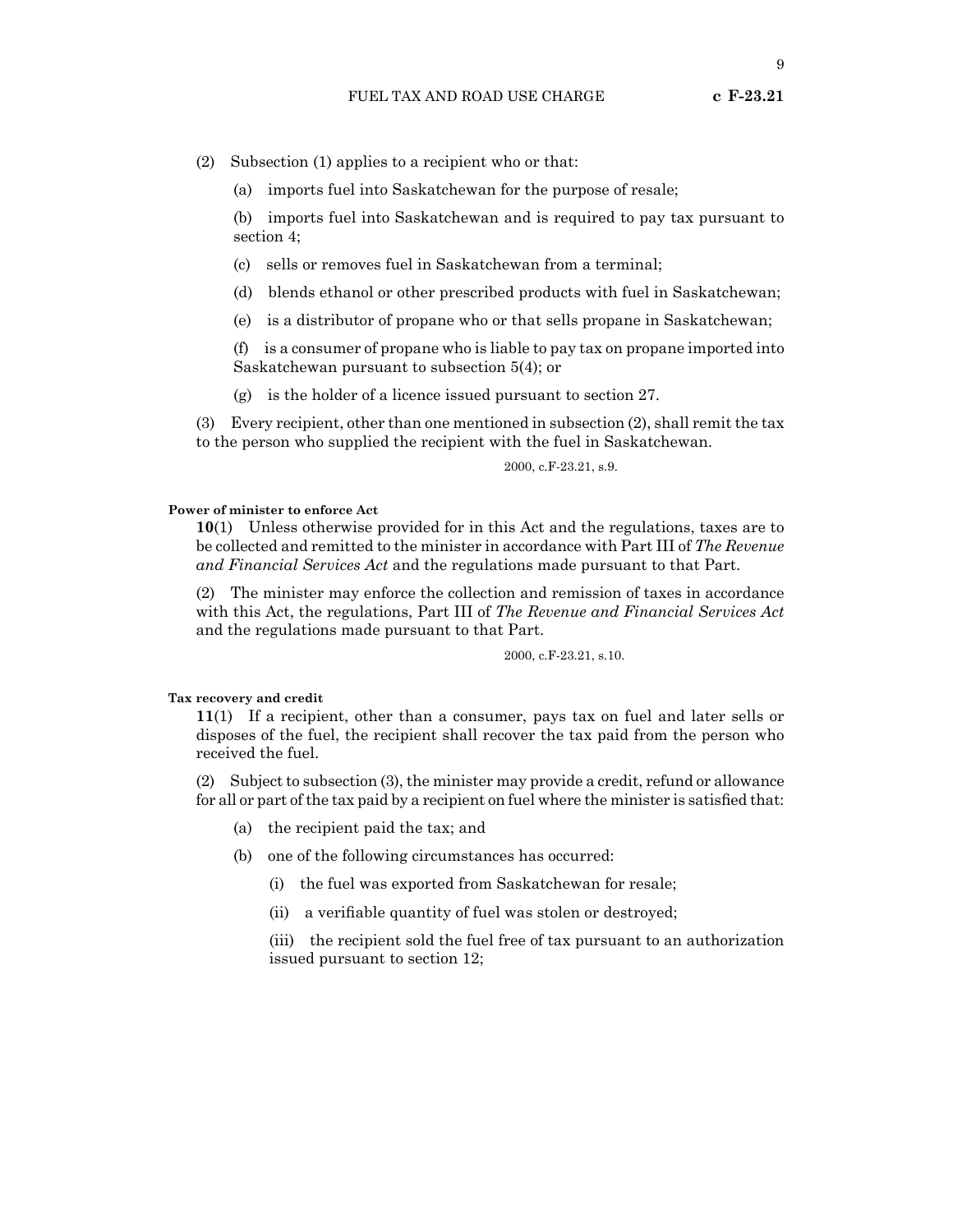(2) Subsection (1) applies to a recipient who or that:

(a) imports fuel into Saskatchewan for the purpose of resale;

(b) imports fuel into Saskatchewan and is required to pay tax pursuant to section 4;

(c) sells or removes fuel in Saskatchewan from a terminal;

(d) blends ethanol or other prescribed products with fuel in Saskatchewan;

(e) is a distributor of propane who or that sells propane in Saskatchewan;

(f) is a consumer of propane who is liable to pay tax on propane imported into Saskatchewan pursuant to subsection 5(4); or

(g) is the holder of a licence issued pursuant to section 27.

(3) Every recipient, other than one mentioned in subsection (2), shall remit the tax to the person who supplied the recipient with the fuel in Saskatchewan.

2000, c.F-23.21, s.9.

**Power of minister to enforce Act**

**10**(1) Unless otherwise provided for in this Act and the regulations, taxes are to be collected and remitted to the minister in accordance with Part III of *The Revenue and Financial Services Act* and the regulations made pursuant to that Part.

(2) The minister may enforce the collection and remission of taxes in accordance with this Act, the regulations, Part III of *The Revenue and Financial Services Act* and the regulations made pursuant to that Part.

2000, c.F-23.21, s.10.

**Tax recovery and credit**

**11**(1) If a recipient, other than a consumer, pays tax on fuel and later sells or disposes of the fuel, the recipient shall recover the tax paid from the person who received the fuel.

(2) Subject to subsection (3), the minister may provide a credit, refund or allowance for all or part of the tax paid by a recipient on fuel where the minister is satisfied that:

(a) the recipient paid the tax; and

(b) one of the following circumstances has occurred:

(i) the fuel was exported from Saskatchewan for resale;

(ii) a verifiable quantity of fuel was stolen or destroyed;

(iii) the recipient sold the fuel free of tax pursuant to an authorization issued pursuant to section 12;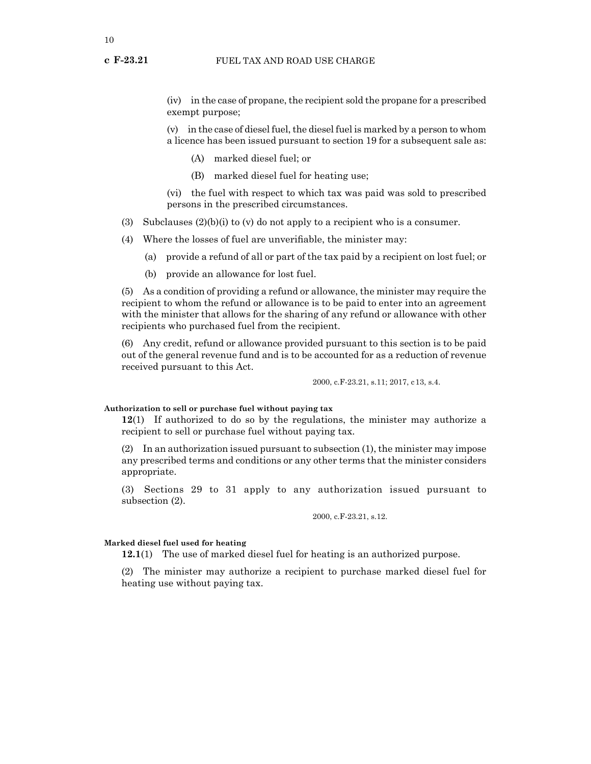(iv) in the case of propane, the recipient sold the propane for a prescribed exempt purpose;

(v) in the case of diesel fuel, the diesel fuel is marked by a person to whom a licence has been issued pursuant to section 19 for a subsequent sale as:

(A) marked diesel fuel; or

(B) marked diesel fuel for heating use;

(vi) the fuel with respect to which tax was paid was sold to prescribed persons in the prescribed circumstances.

(3) Subclauses (2)(b)(i) to (v) do not apply to a recipient who is a consumer.

(4) Where the losses of fuel are unverifiable, the minister may:

(a) provide a refund of all or part of the tax paid by a recipient on lost fuel; or

(b) provide an allowance for lost fuel.

(5) As a condition of providing a refund or allowance, the minister may require the recipient to whom the refund or allowance is to be paid to enter into an agreement with the minister that allows for the sharing of any refund or allowance with other recipients who purchased fuel from the recipient.

(6) Any credit, refund or allowance provided pursuant to this section is to be paid out of the general revenue fund and is to be accounted for as a reduction of revenue received pursuant to this Act.

2000, c.F-23.21, s.11; 2017, c 13, s.4.

**Authorization to sell or purchase fuel without paying tax**

**12**(1) If authorized to do so by the regulations, the minister may authorize a recipient to sell or purchase fuel without paying tax.

(2) In an authorization issued pursuant to subsection (1), the minister may impose any prescribed terms and conditions or any other terms that the minister considers appropriate.

(3) Sections 29 to 31 apply to any authorization issued pursuant to subsection (2).

2000, c.F-23.21, s.12.

**Marked diesel fuel used for heating**

**12.1**(1) The use of marked diesel fuel for heating is an authorized purpose.

(2) The minister may authorize a recipient to purchase marked diesel fuel for heating use without paying tax.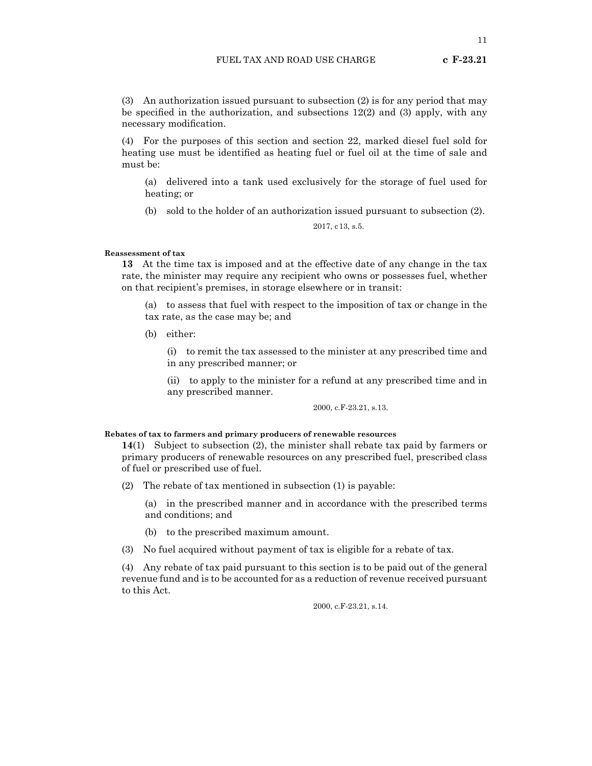(3) An authorization issued pursuant to subsection (2) is for any period that may be specified in the authorization, and subsections 12(2) and (3) apply, with any necessary modification.

(4) For the purposes of this section and section 22, marked diesel fuel sold for heating use must be identified as heating fuel or fuel oil at the time of sale and must be:

(a) delivered into a tank used exclusively for the storage of fuel used for heating; or

(b) sold to the holder of an authorization issued pursuant to subsection (2).

2017, c13, s.5.

**Reassessment of tax**

**13** At the time tax is imposed and at the effective date of any change in the tax rate, the minister may require any recipient who owns or possesses fuel, whether on that recipient's premises, in storage elsewhere or in transit:

(a) to assess that fuel with respect to the imposition of tax or change in the tax rate, as the case may be; and

(b) either:

(i) to remit the tax assessed to the minister at any prescribed time and in any prescribed manner; or

(ii) to apply to the minister for a refund at any prescribed time and in any prescribed manner.

2000, c.F-23.21, s.13.

**Rebates of tax to farmers and primary producers of renewable resources**

**14**(1) Subject to subsection (2), the minister shall rebate tax paid by farmers or primary producers of renewable resources on any prescribed fuel, prescribed class of fuel or prescribed use of fuel.

(2) The rebate of tax mentioned in subsection (1) is payable:

(a) in the prescribed manner and in accordance with the prescribed terms and conditions; and

(b) to the prescribed maximum amount.

(3) No fuel acquired without payment of tax is eligible for a rebate of tax.

(4) Any rebate of tax paid pursuant to this section is to be paid out of the general revenue fund and is to be accounted for as a reduction of revenue received pursuant to this Act.

2000, c.F-23.21, s.14.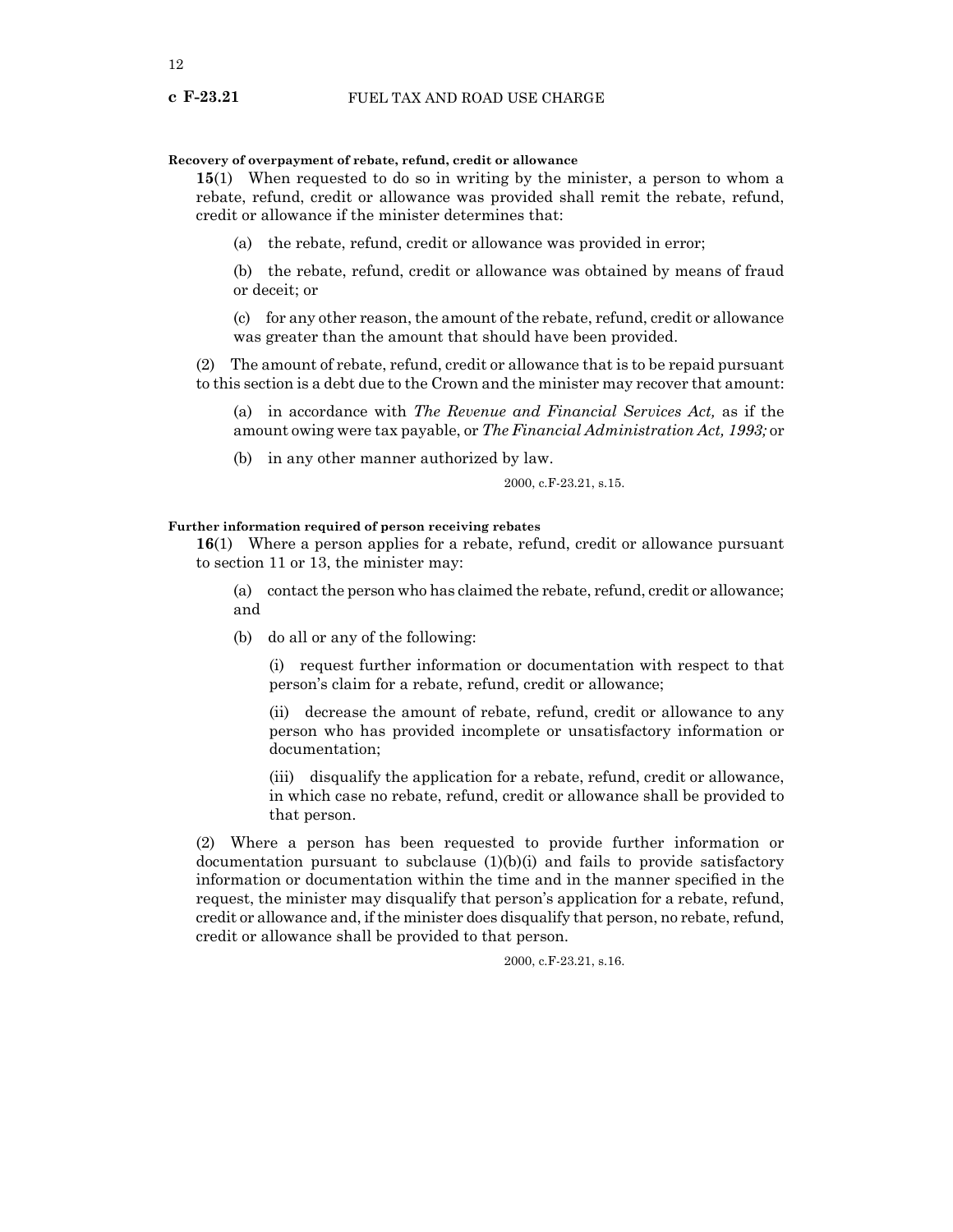**Recovery of overpayment of rebate, refund, credit or allowance**

**15**(1) When requested to do so in writing by the minister, a person to whom a rebate, refund, credit or allowance was provided shall remit the rebate, refund, credit or allowance if the minister determines that:

(a) the rebate, refund, credit or allowance was provided in error;

(b) the rebate, refund, credit or allowance was obtained by means of fraud or deceit; or

(c) for any other reason, the amount of the rebate, refund, credit or allowance was greater than the amount that should have been provided.

(2) The amount of rebate, refund, credit or allowance that is to be repaid pursuant to this section is a debt due to the Crown and the minister may recover that amount:

(a) in accordance with *The Revenue and Financial Services Act,* as if the amount owing were tax payable, or *The Financial Administration Act, 1993;* or

(b) in any other manner authorized by law.

2000, c.F-23.21, s.15.

**Further information required of person receiving rebates**

**16**(1) Where a person applies for a rebate, refund, credit or allowance pursuant to section 11 or 13, the minister may:

(a) contact the person who has claimed the rebate, refund, credit or allowance; and

(b) do all or any of the following:

(i) request further information or documentation with respect to that person's claim for a rebate, refund, credit or allowance;

(ii) decrease the amount of rebate, refund, credit or allowance to any person who has provided incomplete or unsatisfactory information or documentation;

(iii) disqualify the application for a rebate, refund, credit or allowance, in which case no rebate, refund, credit or allowance shall be provided to that person.

(2) Where a person has been requested to provide further information or documentation pursuant to subclause (1)(b)(i) and fails to provide satisfactory information or documentation within the time and in the manner specified in the request, the minister may disqualify that person's application for a rebate, refund, credit or allowance and, if the minister does disqualify that person, no rebate, refund, credit or allowance shall be provided to that person.

2000, c.F-23.21, s.16.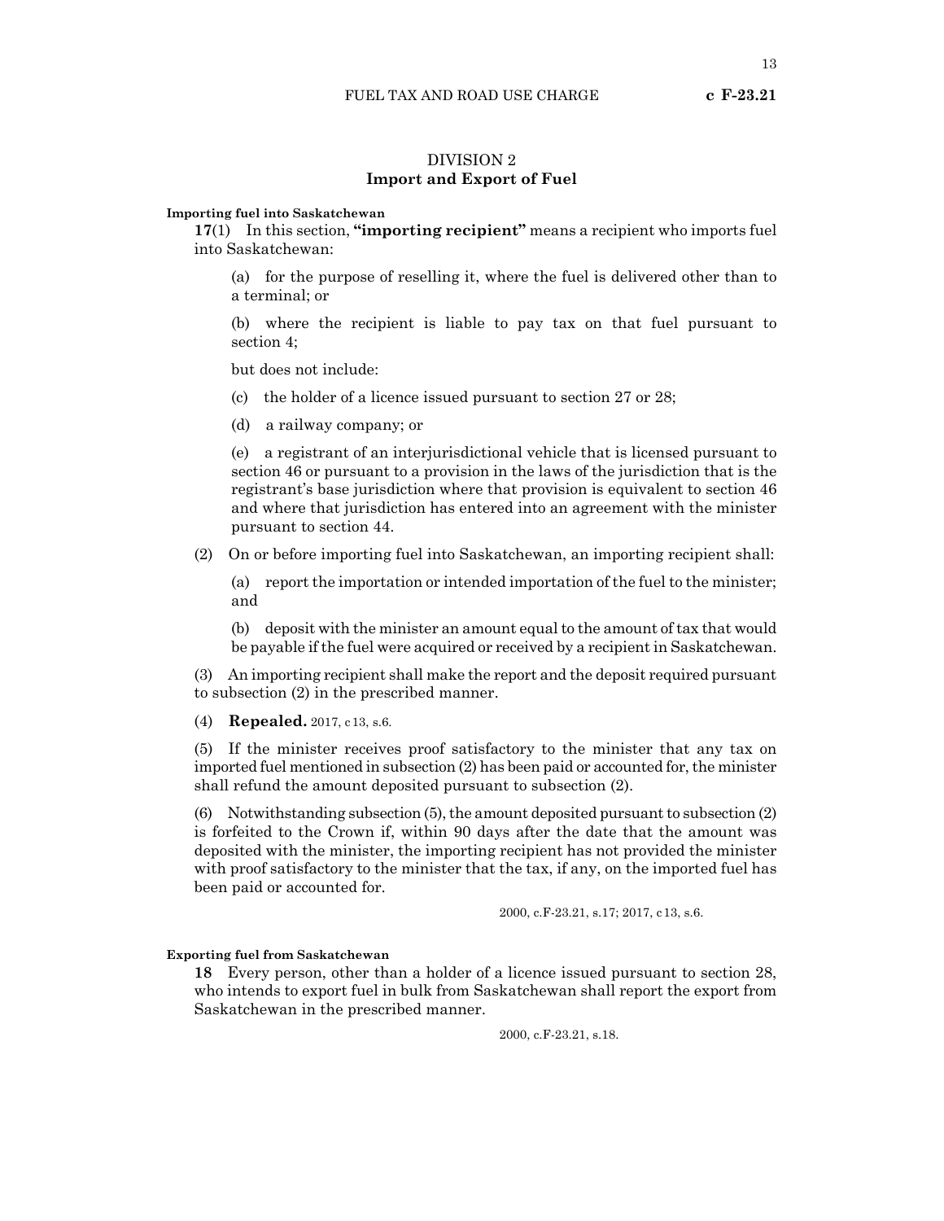## DIVISION 2
## Import and Export of Fuel

**Importing fuel into Saskatchewan**

**17**(1) In this section, **"importing recipient"** means a recipient who imports fuel into Saskatchewan:

(a) for the purpose of reselling it, where the fuel is delivered other than to a terminal; or

(b) where the recipient is liable to pay tax on that fuel pursuant to section 4;

but does not include:

(c) the holder of a licence issued pursuant to section 27 or 28;

(d) a railway company; or

(e) a registrant of an interjurisdictional vehicle that is licensed pursuant to section 46 or pursuant to a provision in the laws of the jurisdiction that is the registrant's base jurisdiction where that provision is equivalent to section 46 and where that jurisdiction has entered into an agreement with the minister pursuant to section 44.

(2) On or before importing fuel into Saskatchewan, an importing recipient shall:

(a) report the importation or intended importation of the fuel to the minister; and

(b) deposit with the minister an amount equal to the amount of tax that would be payable if the fuel were acquired or received by a recipient in Saskatchewan.

(3) An importing recipient shall make the report and the deposit required pursuant to subsection (2) in the prescribed manner.

(4) **Repealed.** 2017, c13, s.6.

(5) If the minister receives proof satisfactory to the minister that any tax on imported fuel mentioned in subsection (2) has been paid or accounted for, the minister shall refund the amount deposited pursuant to subsection (2).

(6) Notwithstanding subsection (5), the amount deposited pursuant to subsection (2) is forfeited to the Crown if, within 90 days after the date that the amount was deposited with the minister, the importing recipient has not provided the minister with proof satisfactory to the minister that the tax, if any, on the imported fuel has been paid or accounted for.

2000, c.F-23.21, s.17; 2017, c13, s.6.

**Exporting fuel from Saskatchewan**

**18** Every person, other than a holder of a licence issued pursuant to section 28, who intends to export fuel in bulk from Saskatchewan shall report the export from Saskatchewan in the prescribed manner.

2000, c.F-23.21, s.18.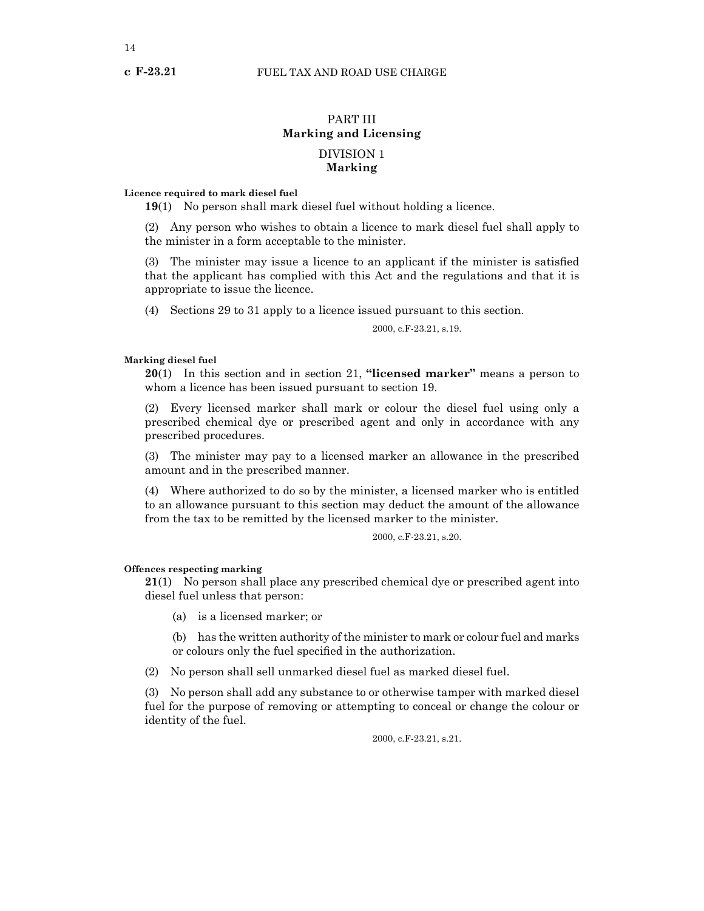# PART III
## Marking and Licensing

## DIVISION 1
### Marking

**Licence required to mark diesel fuel**

**19**(1) No person shall mark diesel fuel without holding a licence.

(2) Any person who wishes to obtain a licence to mark diesel fuel shall apply to the minister in a form acceptable to the minister.

(3) The minister may issue a licence to an applicant if the minister is satisfied that the applicant has complied with this Act and the regulations and that it is appropriate to issue the licence.

(4) Sections 29 to 31 apply to a licence issued pursuant to this section.

2000, c.F-23.21, s.19.

**Marking diesel fuel**

**20**(1) In this section and in section 21, **"licensed marker"** means a person to whom a licence has been issued pursuant to section 19.

(2) Every licensed marker shall mark or colour the diesel fuel using only a prescribed chemical dye or prescribed agent and only in accordance with any prescribed procedures.

(3) The minister may pay to a licensed marker an allowance in the prescribed amount and in the prescribed manner.

(4) Where authorized to do so by the minister, a licensed marker who is entitled to an allowance pursuant to this section may deduct the amount of the allowance from the tax to be remitted by the licensed marker to the minister.

2000, c.F-23.21, s.20.

**Offences respecting marking**

**21**(1) No person shall place any prescribed chemical dye or prescribed agent into diesel fuel unless that person:

(a) is a licensed marker; or

(b) has the written authority of the minister to mark or colour fuel and marks or colours only the fuel specified in the authorization.

(2) No person shall sell unmarked diesel fuel as marked diesel fuel.

(3) No person shall add any substance to or otherwise tamper with marked diesel fuel for the purpose of removing or attempting to conceal or change the colour or identity of the fuel.

2000, c.F-23.21, s.21.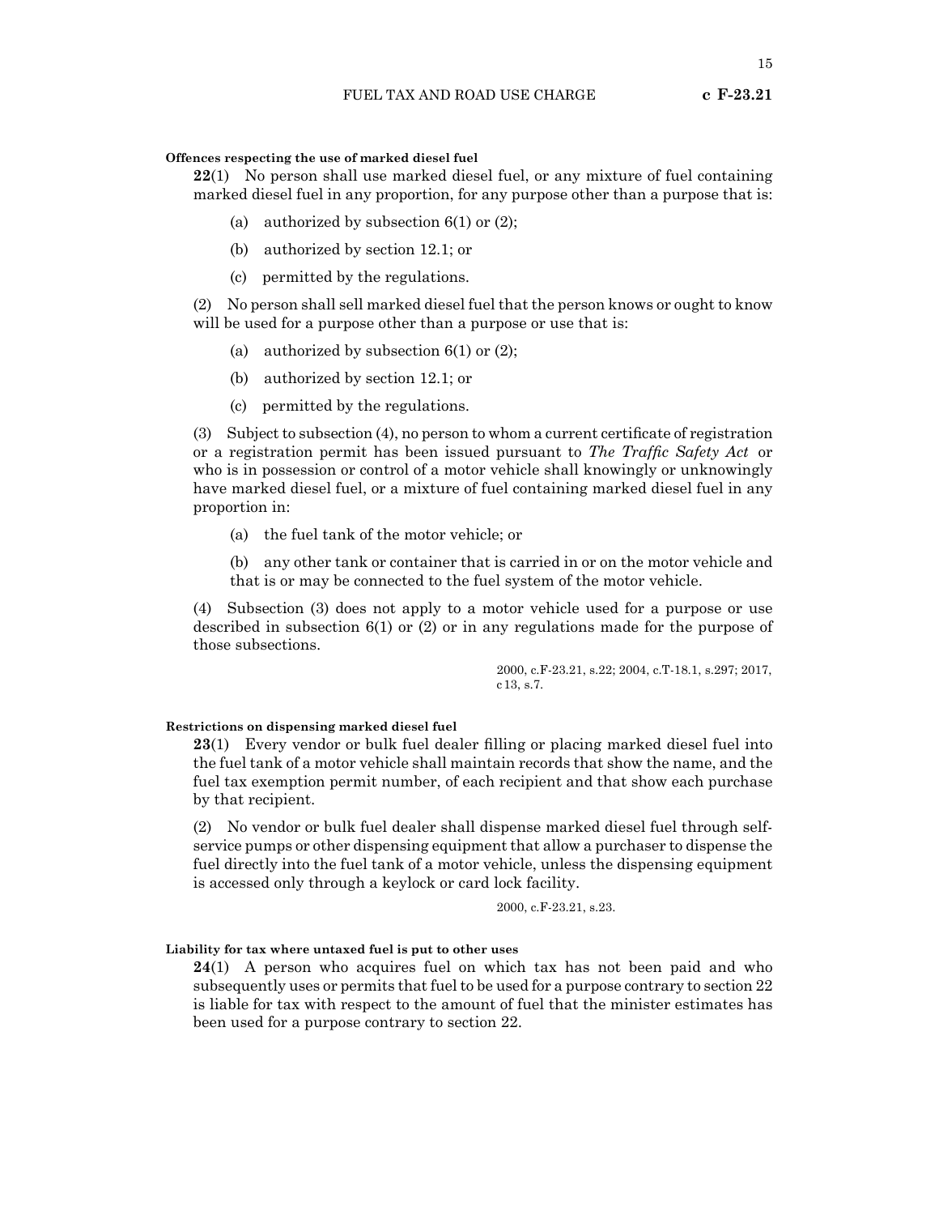#### Offences respecting the use of marked diesel fuel

**22**(1) No person shall use marked diesel fuel, or any mixture of fuel containing marked diesel fuel in any proportion, for any purpose other than a purpose that is:

(a) authorized by subsection 6(1) or (2);

(b) authorized by section 12.1; or

(c) permitted by the regulations.

(2) No person shall sell marked diesel fuel that the person knows or ought to know will be used for a purpose other than a purpose or use that is:

(a) authorized by subsection 6(1) or (2);

(b) authorized by section 12.1; or

(c) permitted by the regulations.

(3) Subject to subsection (4), no person to whom a current certificate of registration or a registration permit has been issued pursuant to *The Traffic Safety Act* or who is in possession or control of a motor vehicle shall knowingly or unknowingly have marked diesel fuel, or a mixture of fuel containing marked diesel fuel in any proportion in:

(a) the fuel tank of the motor vehicle; or

(b) any other tank or container that is carried in or on the motor vehicle and that is or may be connected to the fuel system of the motor vehicle.

(4) Subsection (3) does not apply to a motor vehicle used for a purpose or use described in subsection 6(1) or (2) or in any regulations made for the purpose of those subsections.

2000, c.F-23.21, s.22; 2004, c.T-18.1, s.297; 2017, c 13, s.7.

#### Restrictions on dispensing marked diesel fuel

**23**(1) Every vendor or bulk fuel dealer filling or placing marked diesel fuel into the fuel tank of a motor vehicle shall maintain records that show the name, and the fuel tax exemption permit number, of each recipient and that show each purchase by that recipient.

(2) No vendor or bulk fuel dealer shall dispense marked diesel fuel through self-service pumps or other dispensing equipment that allow a purchaser to dispense the fuel directly into the fuel tank of a motor vehicle, unless the dispensing equipment is accessed only through a keylock or card lock facility.

2000, c.F-23.21, s.23.

#### Liability for tax where untaxed fuel is put to other uses

**24**(1) A person who acquires fuel on which tax has not been paid and who subsequently uses or permits that fuel to be used for a purpose contrary to section 22 is liable for tax with respect to the amount of fuel that the minister estimates has been used for a purpose contrary to section 22.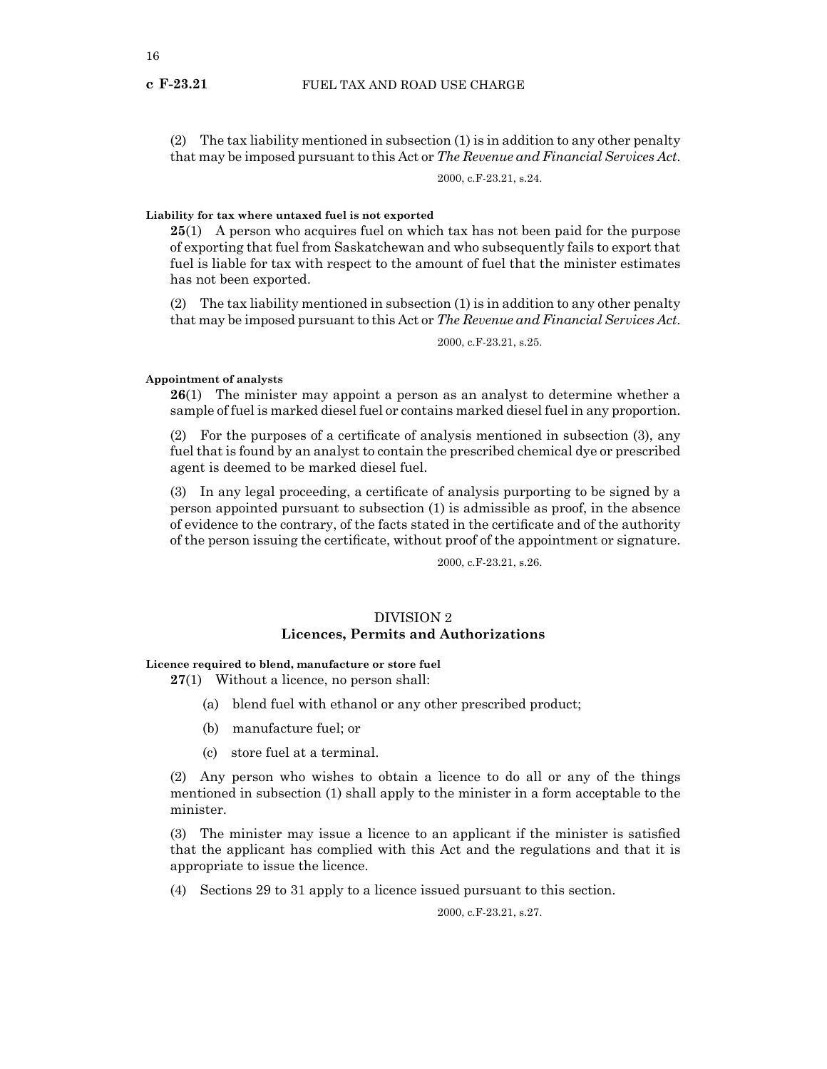(2) The tax liability mentioned in subsection (1) is in addition to any other penalty that may be imposed pursuant to this Act or *The Revenue and Financial Services Act*.

2000, c.F-23.21, s.24.

**Liability for tax where untaxed fuel is not exported**

**25**(1) A person who acquires fuel on which tax has not been paid for the purpose of exporting that fuel from Saskatchewan and who subsequently fails to export that fuel is liable for tax with respect to the amount of fuel that the minister estimates has not been exported.

(2) The tax liability mentioned in subsection (1) is in addition to any other penalty that may be imposed pursuant to this Act or *The Revenue and Financial Services Act*.

2000, c.F-23.21, s.25.

**Appointment of analysts**

**26**(1) The minister may appoint a person as an analyst to determine whether a sample of fuel is marked diesel fuel or contains marked diesel fuel in any proportion.

(2) For the purposes of a certificate of analysis mentioned in subsection (3), any fuel that is found by an analyst to contain the prescribed chemical dye or prescribed agent is deemed to be marked diesel fuel.

(3) In any legal proceeding, a certificate of analysis purporting to be signed by a person appointed pursuant to subsection (1) is admissible as proof, in the absence of evidence to the contrary, of the facts stated in the certificate and of the authority of the person issuing the certificate, without proof of the appointment or signature.

2000, c.F-23.21, s.26.

## DIVISION 2
## Licences, Permits and Authorizations

**Licence required to blend, manufacture or store fuel**

**27**(1) Without a licence, no person shall:

(a) blend fuel with ethanol or any other prescribed product;

(b) manufacture fuel; or

(c) store fuel at a terminal.

(2) Any person who wishes to obtain a licence to do all or any of the things mentioned in subsection (1) shall apply to the minister in a form acceptable to the minister.

(3) The minister may issue a licence to an applicant if the minister is satisfied that the applicant has complied with this Act and the regulations and that it is appropriate to issue the licence.

(4) Sections 29 to 31 apply to a licence issued pursuant to this section.

2000, c.F-23.21, s.27.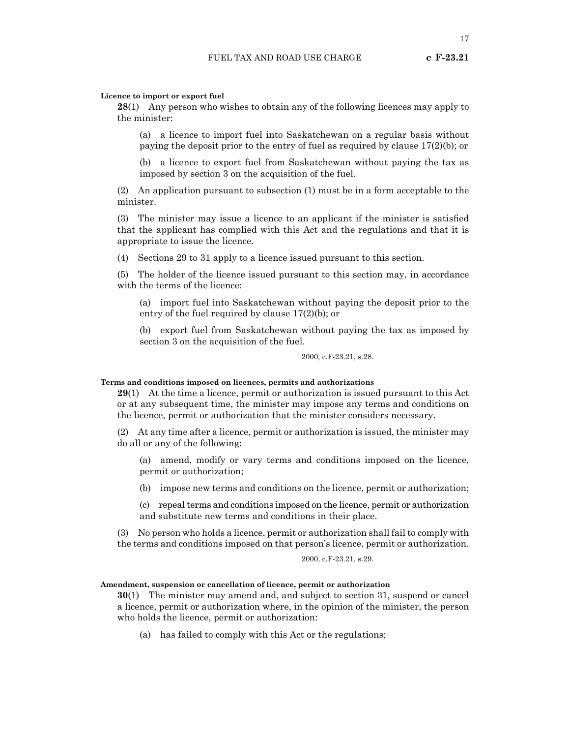**Licence to import or export fuel**

**28**(1) Any person who wishes to obtain any of the following licences may apply to the minister:

(a) a licence to import fuel into Saskatchewan on a regular basis without paying the deposit prior to the entry of fuel as required by clause 17(2)(b); or

(b) a licence to export fuel from Saskatchewan without paying the tax as imposed by section 3 on the acquisition of the fuel.

(2) An application pursuant to subsection (1) must be in a form acceptable to the minister.

(3) The minister may issue a licence to an applicant if the minister is satisfied that the applicant has complied with this Act and the regulations and that it is appropriate to issue the licence.

(4) Sections 29 to 31 apply to a licence issued pursuant to this section.

(5) The holder of the licence issued pursuant to this section may, in accordance with the terms of the licence:

(a) import fuel into Saskatchewan without paying the deposit prior to the entry of the fuel required by clause 17(2)(b); or

(b) export fuel from Saskatchewan without paying the tax as imposed by section 3 on the acquisition of the fuel.

2000, c.F-23.21, s.28.

**Terms and conditions imposed on licences, permits and authorizations**

**29**(1) At the time a licence, permit or authorization is issued pursuant to this Act or at any subsequent time, the minister may impose any terms and conditions on the licence, permit or authorization that the minister considers necessary.

(2) At any time after a licence, permit or authorization is issued, the minister may do all or any of the following:

(a) amend, modify or vary terms and conditions imposed on the licence, permit or authorization;

(b) impose new terms and conditions on the licence, permit or authorization;

(c) repeal terms and conditions imposed on the licence, permit or authorization and substitute new terms and conditions in their place.

(3) No person who holds a licence, permit or authorization shall fail to comply with the terms and conditions imposed on that person's licence, permit or authorization.

2000, c.F-23.21, s.29.

**Amendment, suspension or cancellation of licence, permit or authorization**

**30**(1) The minister may amend and, and subject to section 31, suspend or cancel a licence, permit or authorization where, in the opinion of the minister, the person who holds the licence, permit or authorization:

(a) has failed to comply with this Act or the regulations;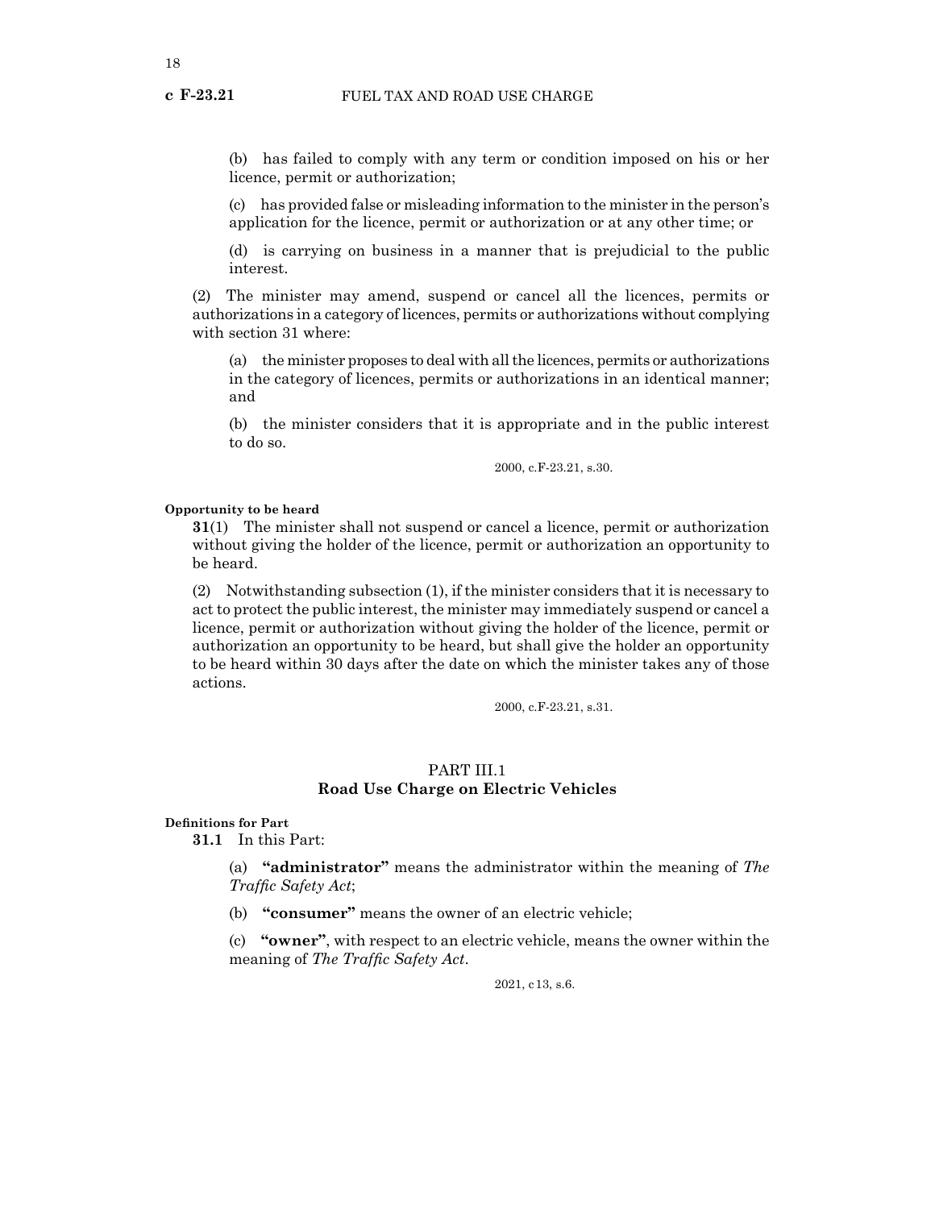(b) has failed to comply with any term or condition imposed on his or her licence, permit or authorization;

(c) has provided false or misleading information to the minister in the person's application for the licence, permit or authorization or at any other time; or

(d) is carrying on business in a manner that is prejudicial to the public interest.

(2) The minister may amend, suspend or cancel all the licences, permits or authorizations in a category of licences, permits or authorizations without complying with section 31 where:

(a) the minister proposes to deal with all the licences, permits or authorizations in the category of licences, permits or authorizations in an identical manner; and

(b) the minister considers that it is appropriate and in the public interest to do so.

2000, c.F-23.21, s.30.

**Opportunity to be heard**

**31**(1) The minister shall not suspend or cancel a licence, permit or authorization without giving the holder of the licence, permit or authorization an opportunity to be heard.

(2) Notwithstanding subsection (1), if the minister considers that it is necessary to act to protect the public interest, the minister may immediately suspend or cancel a licence, permit or authorization without giving the holder of the licence, permit or authorization an opportunity to be heard, but shall give the holder an opportunity to be heard within 30 days after the date on which the minister takes any of those actions.

2000, c.F-23.21, s.31.

## PART III.1
## Road Use Charge on Electric Vehicles

**Definitions for Part**

**31.1** In this Part:

(a) **"administrator"** means the administrator within the meaning of *The Traffic Safety Act*;

(b) **"consumer"** means the owner of an electric vehicle;

(c) **"owner"**, with respect to an electric vehicle, means the owner within the meaning of *The Traffic Safety Act*.

2021, c 13, s.6.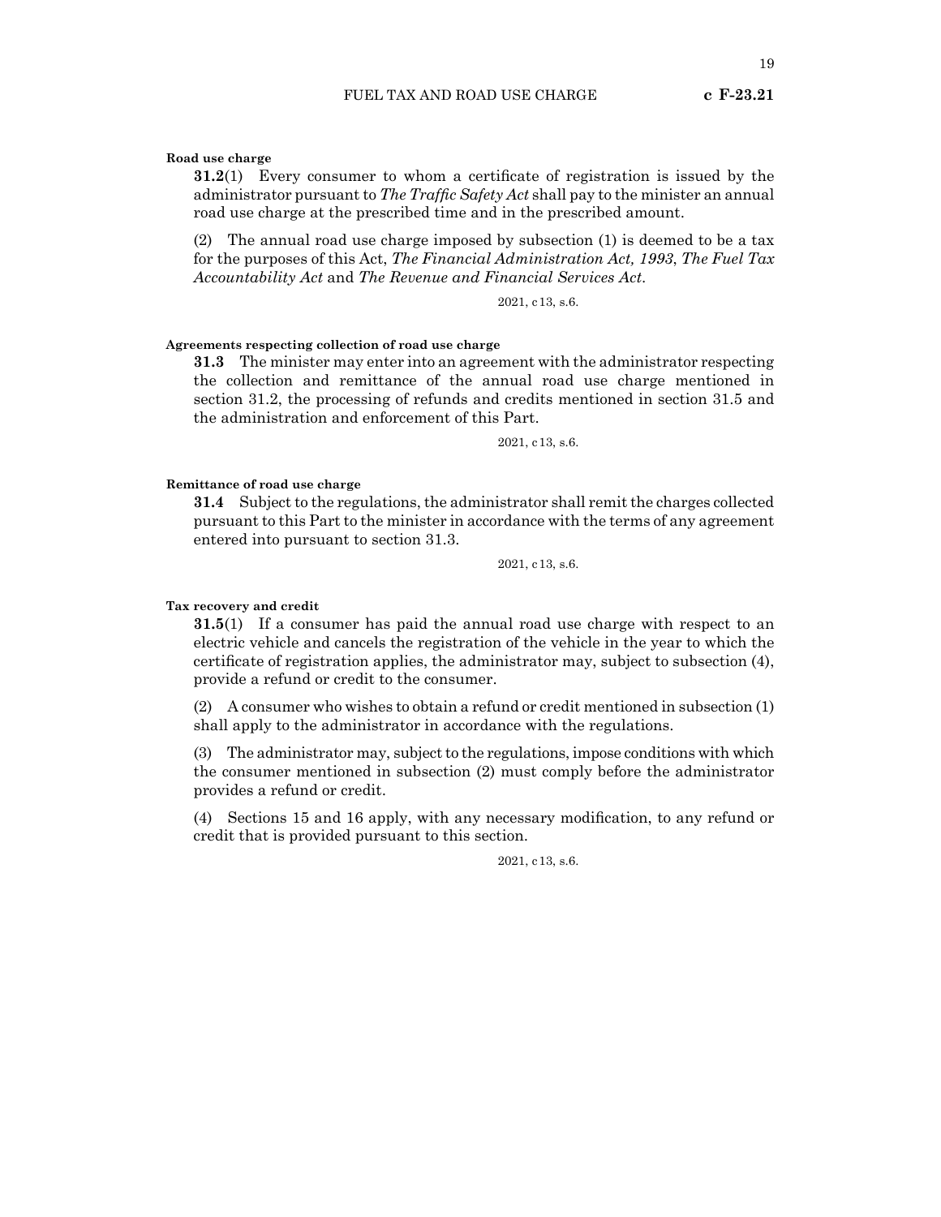**Road use charge**

**31.2**(1) Every consumer to whom a certificate of registration is issued by the administrator pursuant to *The Traffic Safety Act* shall pay to the minister an annual road use charge at the prescribed time and in the prescribed amount.

(2) The annual road use charge imposed by subsection (1) is deemed to be a tax for the purposes of this Act, *The Financial Administration Act, 1993*, *The Fuel Tax Accountability Act* and *The Revenue and Financial Services Act*.

2021, c13, s.6.

**Agreements respecting collection of road use charge**

**31.3** The minister may enter into an agreement with the administrator respecting the collection and remittance of the annual road use charge mentioned in section 31.2, the processing of refunds and credits mentioned in section 31.5 and the administration and enforcement of this Part.

2021, c13, s.6.

**Remittance of road use charge**

**31.4** Subject to the regulations, the administrator shall remit the charges collected pursuant to this Part to the minister in accordance with the terms of any agreement entered into pursuant to section 31.3.

2021, c13, s.6.

**Tax recovery and credit**

**31.5**(1) If a consumer has paid the annual road use charge with respect to an electric vehicle and cancels the registration of the vehicle in the year to which the certificate of registration applies, the administrator may, subject to subsection (4), provide a refund or credit to the consumer.

(2) A consumer who wishes to obtain a refund or credit mentioned in subsection (1) shall apply to the administrator in accordance with the regulations.

(3) The administrator may, subject to the regulations, impose conditions with which the consumer mentioned in subsection (2) must comply before the administrator provides a refund or credit.

(4) Sections 15 and 16 apply, with any necessary modification, to any refund or credit that is provided pursuant to this section.

2021, c13, s.6.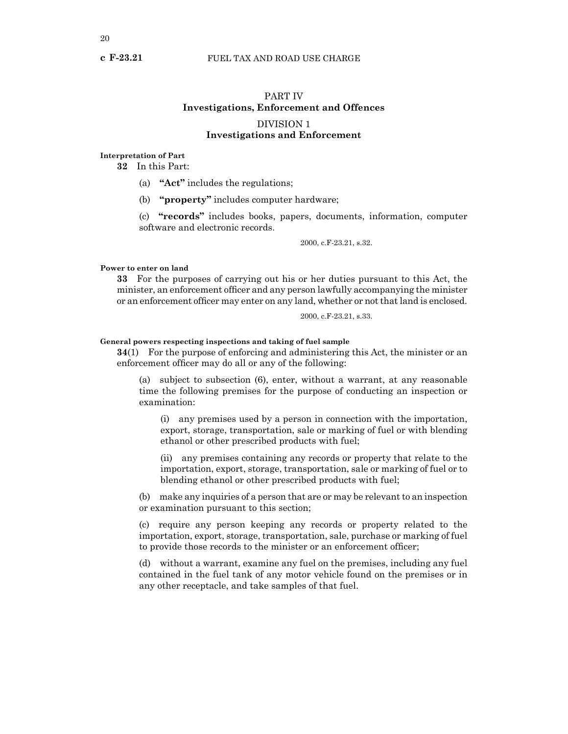## PART IV
## Investigations, Enforcement and Offences

### DIVISION 1
### Investigations and Enforcement

**Interpretation of Part**

**32** In this Part:

(a) **"Act"** includes the regulations;

(b) **"property"** includes computer hardware;

(c) **"records"** includes books, papers, documents, information, computer software and electronic records.

2000, c.F-23.21, s.32.

**Power to enter on land**

**33** For the purposes of carrying out his or her duties pursuant to this Act, the minister, an enforcement officer and any person lawfully accompanying the minister or an enforcement officer may enter on any land, whether or not that land is enclosed.

2000, c.F-23.21, s.33.

**General powers respecting inspections and taking of fuel sample**

**34**(1) For the purpose of enforcing and administering this Act, the minister or an enforcement officer may do all or any of the following:

(a) subject to subsection (6), enter, without a warrant, at any reasonable time the following premises for the purpose of conducting an inspection or examination:

(i) any premises used by a person in connection with the importation, export, storage, transportation, sale or marking of fuel or with blending ethanol or other prescribed products with fuel;

(ii) any premises containing any records or property that relate to the importation, export, storage, transportation, sale or marking of fuel or to blending ethanol or other prescribed products with fuel;

(b) make any inquiries of a person that are or may be relevant to an inspection or examination pursuant to this section;

(c) require any person keeping any records or property related to the importation, export, storage, transportation, sale, purchase or marking of fuel to provide those records to the minister or an enforcement officer;

(d) without a warrant, examine any fuel on the premises, including any fuel contained in the fuel tank of any motor vehicle found on the premises or in any other receptacle, and take samples of that fuel.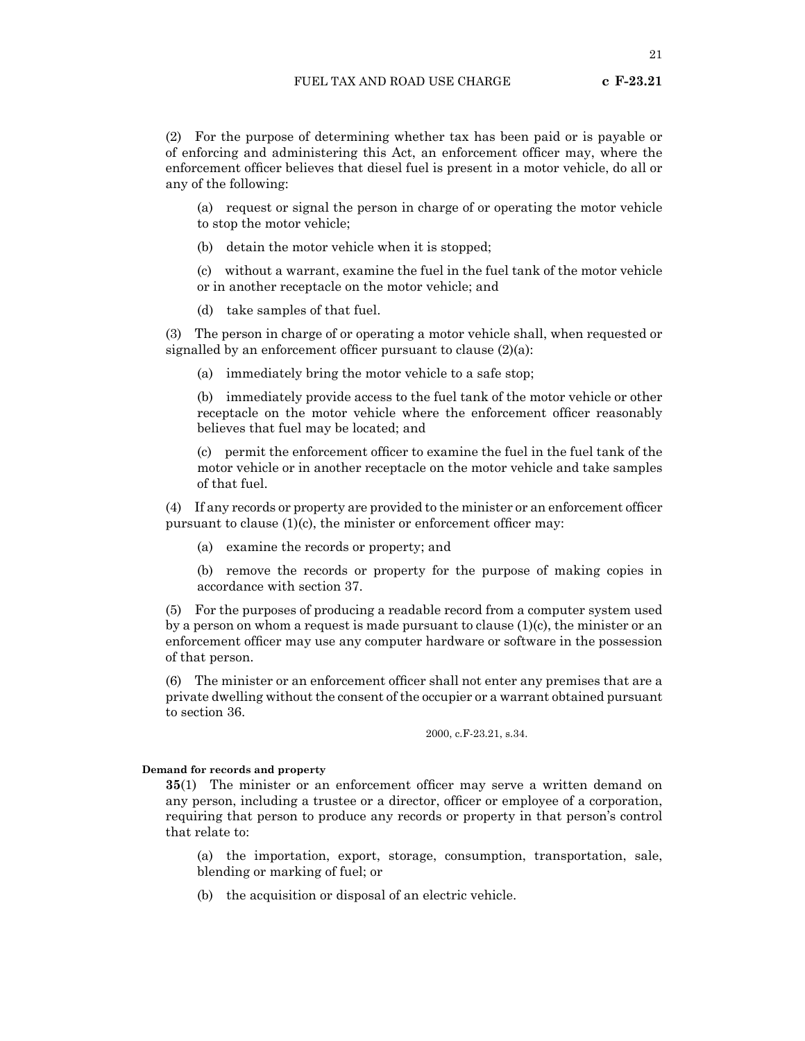(2) For the purpose of determining whether tax has been paid or is payable or of enforcing and administering this Act, an enforcement officer may, where the enforcement officer believes that diesel fuel is present in a motor vehicle, do all or any of the following:

(a) request or signal the person in charge of or operating the motor vehicle to stop the motor vehicle;

(b) detain the motor vehicle when it is stopped;

(c) without a warrant, examine the fuel in the fuel tank of the motor vehicle or in another receptacle on the motor vehicle; and

(d) take samples of that fuel.

(3) The person in charge of or operating a motor vehicle shall, when requested or signalled by an enforcement officer pursuant to clause (2)(a):

(a) immediately bring the motor vehicle to a safe stop;

(b) immediately provide access to the fuel tank of the motor vehicle or other receptacle on the motor vehicle where the enforcement officer reasonably believes that fuel may be located; and

(c) permit the enforcement officer to examine the fuel in the fuel tank of the motor vehicle or in another receptacle on the motor vehicle and take samples of that fuel.

(4) If any records or property are provided to the minister or an enforcement officer pursuant to clause (1)(c), the minister or enforcement officer may:

(a) examine the records or property; and

(b) remove the records or property for the purpose of making copies in accordance with section 37.

(5) For the purposes of producing a readable record from a computer system used by a person on whom a request is made pursuant to clause (1)(c), the minister or an enforcement officer may use any computer hardware or software in the possession of that person.

(6) The minister or an enforcement officer shall not enter any premises that are a private dwelling without the consent of the occupier or a warrant obtained pursuant to section 36.

2000, c.F-23.21, s.34.

**Demand for records and property**

**35**(1) The minister or an enforcement officer may serve a written demand on any person, including a trustee or a director, officer or employee of a corporation, requiring that person to produce any records or property in that person's control that relate to:

(a) the importation, export, storage, consumption, transportation, sale, blending or marking of fuel; or

(b) the acquisition or disposal of an electric vehicle.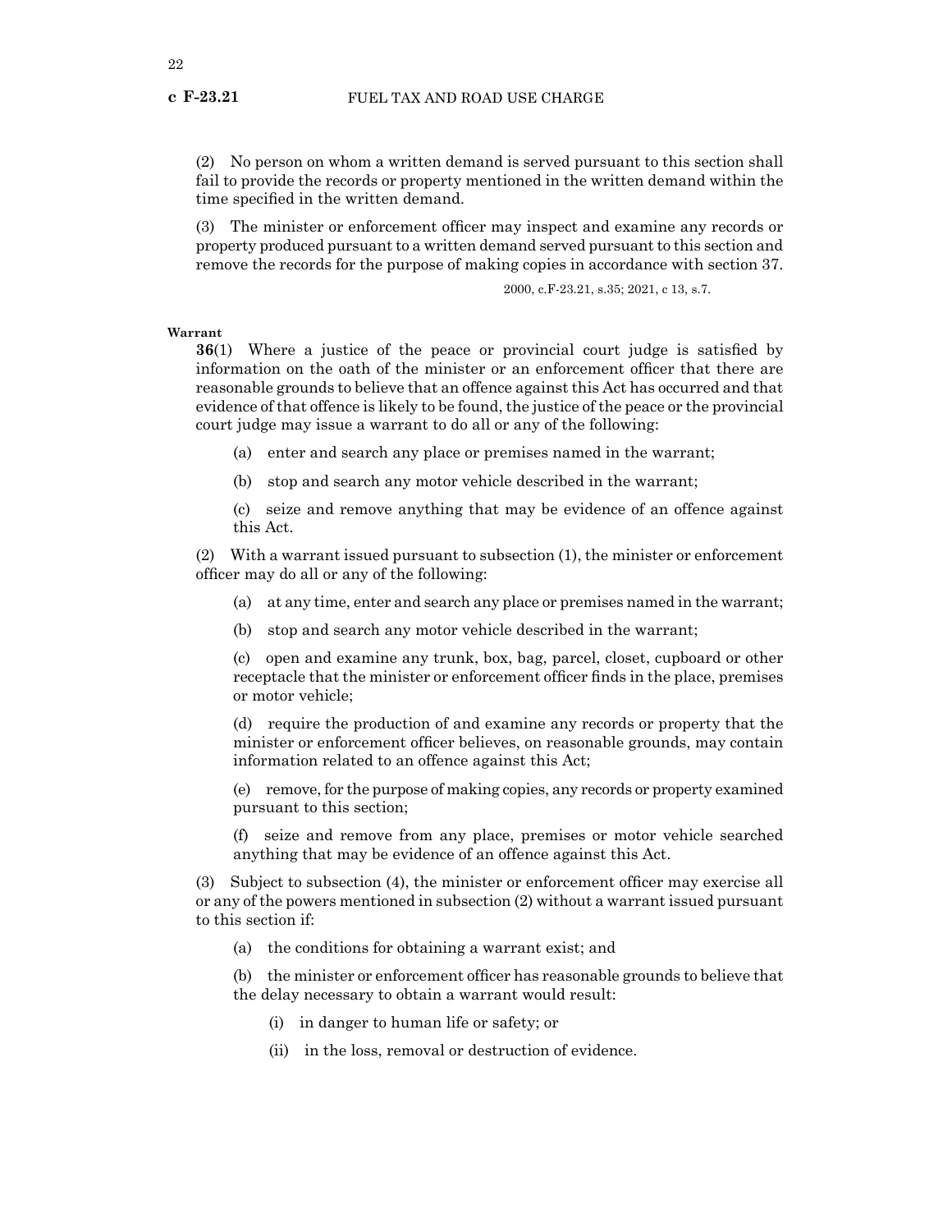(2) No person on whom a written demand is served pursuant to this section shall fail to provide the records or property mentioned in the written demand within the time specified in the written demand.

(3) The minister or enforcement officer may inspect and examine any records or property produced pursuant to a written demand served pursuant to this section and remove the records for the purpose of making copies in accordance with section 37.

2000, c.F-23.21, s.35; 2021, c 13, s.7.

**Warrant**

**36**(1) Where a justice of the peace or provincial court judge is satisfied by information on the oath of the minister or an enforcement officer that there are reasonable grounds to believe that an offence against this Act has occurred and that evidence of that offence is likely to be found, the justice of the peace or the provincial court judge may issue a warrant to do all or any of the following:

(a) enter and search any place or premises named in the warrant;

(b) stop and search any motor vehicle described in the warrant;

(c) seize and remove anything that may be evidence of an offence against this Act.

(2) With a warrant issued pursuant to subsection (1), the minister or enforcement officer may do all or any of the following:

(a) at any time, enter and search any place or premises named in the warrant;

(b) stop and search any motor vehicle described in the warrant;

(c) open and examine any trunk, box, bag, parcel, closet, cupboard or other receptacle that the minister or enforcement officer finds in the place, premises or motor vehicle;

(d) require the production of and examine any records or property that the minister or enforcement officer believes, on reasonable grounds, may contain information related to an offence against this Act;

(e) remove, for the purpose of making copies, any records or property examined pursuant to this section;

(f) seize and remove from any place, premises or motor vehicle searched anything that may be evidence of an offence against this Act.

(3) Subject to subsection (4), the minister or enforcement officer may exercise all or any of the powers mentioned in subsection (2) without a warrant issued pursuant to this section if:

(a) the conditions for obtaining a warrant exist; and

(b) the minister or enforcement officer has reasonable grounds to believe that the delay necessary to obtain a warrant would result:

(i) in danger to human life or safety; or

(ii) in the loss, removal or destruction of evidence.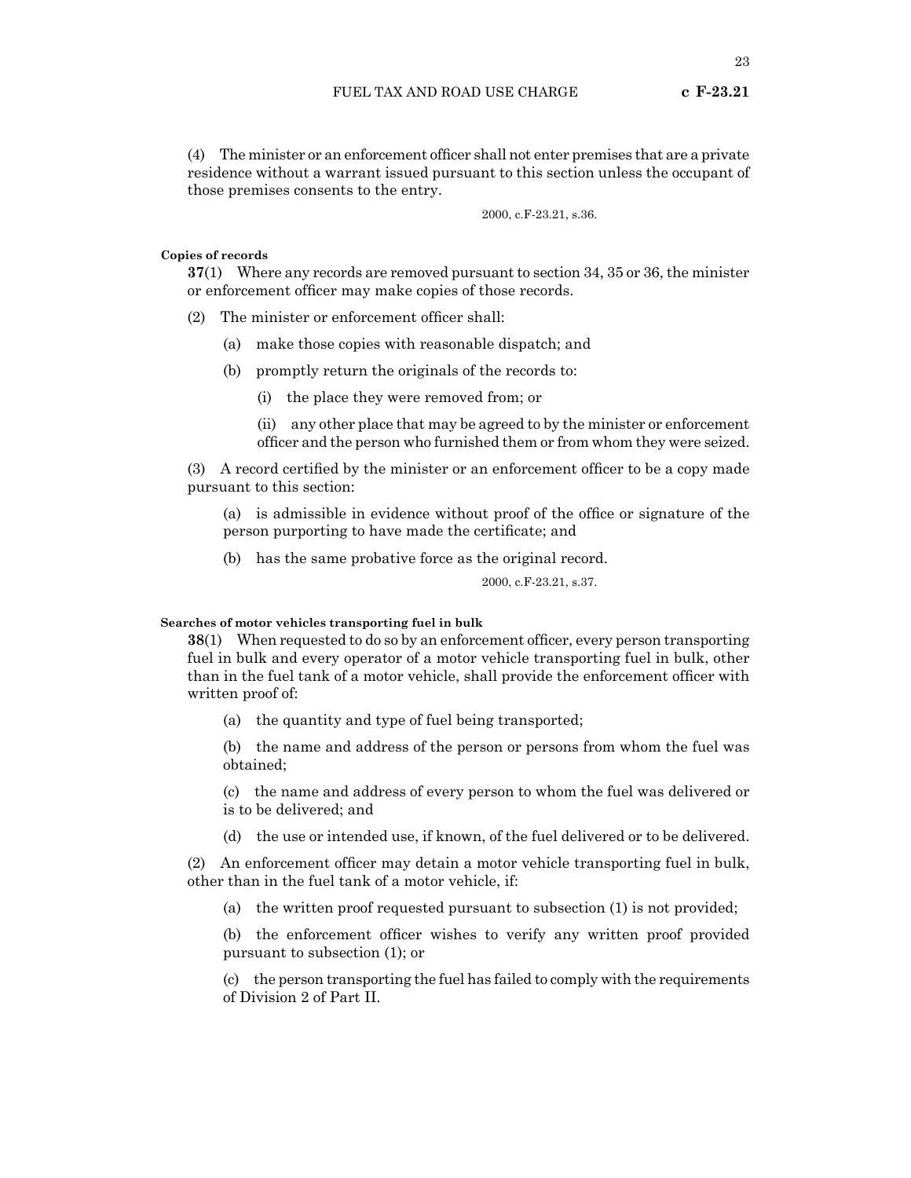(4) The minister or an enforcement officer shall not enter premises that are a private residence without a warrant issued pursuant to this section unless the occupant of those premises consents to the entry.

2000, c.F-23.21, s.36.

**Copies of records**

**37**(1) Where any records are removed pursuant to section 34, 35 or 36, the minister or enforcement officer may make copies of those records.

(2) The minister or enforcement officer shall:

(a) make those copies with reasonable dispatch; and

(b) promptly return the originals of the records to:

(i) the place they were removed from; or

(ii) any other place that may be agreed to by the minister or enforcement officer and the person who furnished them or from whom they were seized.

(3) A record certified by the minister or an enforcement officer to be a copy made pursuant to this section:

(a) is admissible in evidence without proof of the office or signature of the person purporting to have made the certificate; and

(b) has the same probative force as the original record.

2000, c.F-23.21, s.37.

**Searches of motor vehicles transporting fuel in bulk**

**38**(1) When requested to do so by an enforcement officer, every person transporting fuel in bulk and every operator of a motor vehicle transporting fuel in bulk, other than in the fuel tank of a motor vehicle, shall provide the enforcement officer with written proof of:

(a) the quantity and type of fuel being transported;

(b) the name and address of the person or persons from whom the fuel was obtained;

(c) the name and address of every person to whom the fuel was delivered or is to be delivered; and

(d) the use or intended use, if known, of the fuel delivered or to be delivered.

(2) An enforcement officer may detain a motor vehicle transporting fuel in bulk, other than in the fuel tank of a motor vehicle, if:

(a) the written proof requested pursuant to subsection (1) is not provided;

(b) the enforcement officer wishes to verify any written proof provided pursuant to subsection (1); or

(c) the person transporting the fuel has failed to comply with the requirements of Division 2 of Part II.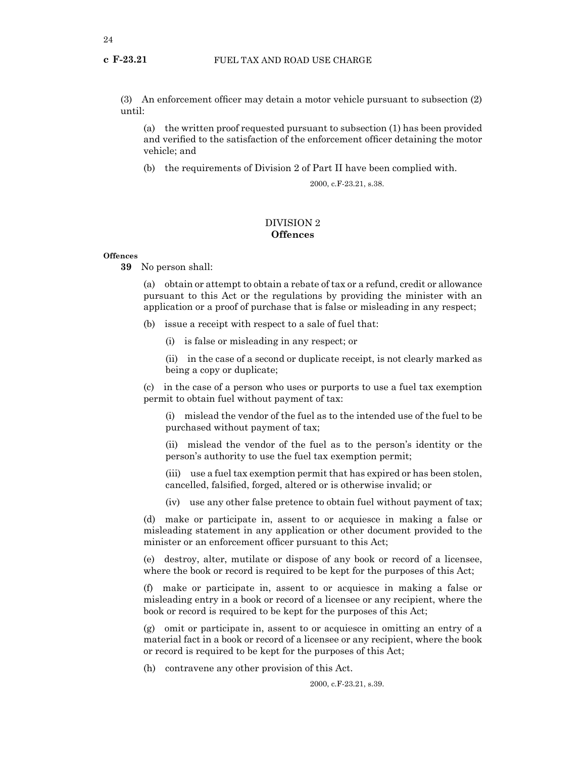(3) An enforcement officer may detain a motor vehicle pursuant to subsection (2) until:

(a) the written proof requested pursuant to subsection (1) has been provided and verified to the satisfaction of the enforcement officer detaining the motor vehicle; and

(b) the requirements of Division 2 of Part II have been complied with.

2000, c.F-23.21, s.38.

## DIVISION 2
## **Offences**

**Offences**

**39** No person shall:

(a) obtain or attempt to obtain a rebate of tax or a refund, credit or allowance pursuant to this Act or the regulations by providing the minister with an application or a proof of purchase that is false or misleading in any respect;

(b) issue a receipt with respect to a sale of fuel that:

(i) is false or misleading in any respect; or

(ii) in the case of a second or duplicate receipt, is not clearly marked as being a copy or duplicate;

(c) in the case of a person who uses or purports to use a fuel tax exemption permit to obtain fuel without payment of tax:

(i) mislead the vendor of the fuel as to the intended use of the fuel to be purchased without payment of tax;

(ii) mislead the vendor of the fuel as to the person's identity or the person's authority to use the fuel tax exemption permit;

(iii) use a fuel tax exemption permit that has expired or has been stolen, cancelled, falsified, forged, altered or is otherwise invalid; or

(iv) use any other false pretence to obtain fuel without payment of tax;

(d) make or participate in, assent to or acquiesce in making a false or misleading statement in any application or other document provided to the minister or an enforcement officer pursuant to this Act;

(e) destroy, alter, mutilate or dispose of any book or record of a licensee, where the book or record is required to be kept for the purposes of this Act;

(f) make or participate in, assent to or acquiesce in making a false or misleading entry in a book or record of a licensee or any recipient, where the book or record is required to be kept for the purposes of this Act;

(g) omit or participate in, assent to or acquiesce in omitting an entry of a material fact in a book or record of a licensee or any recipient, where the book or record is required to be kept for the purposes of this Act;

(h) contravene any other provision of this Act.

2000, c.F-23.21, s.39.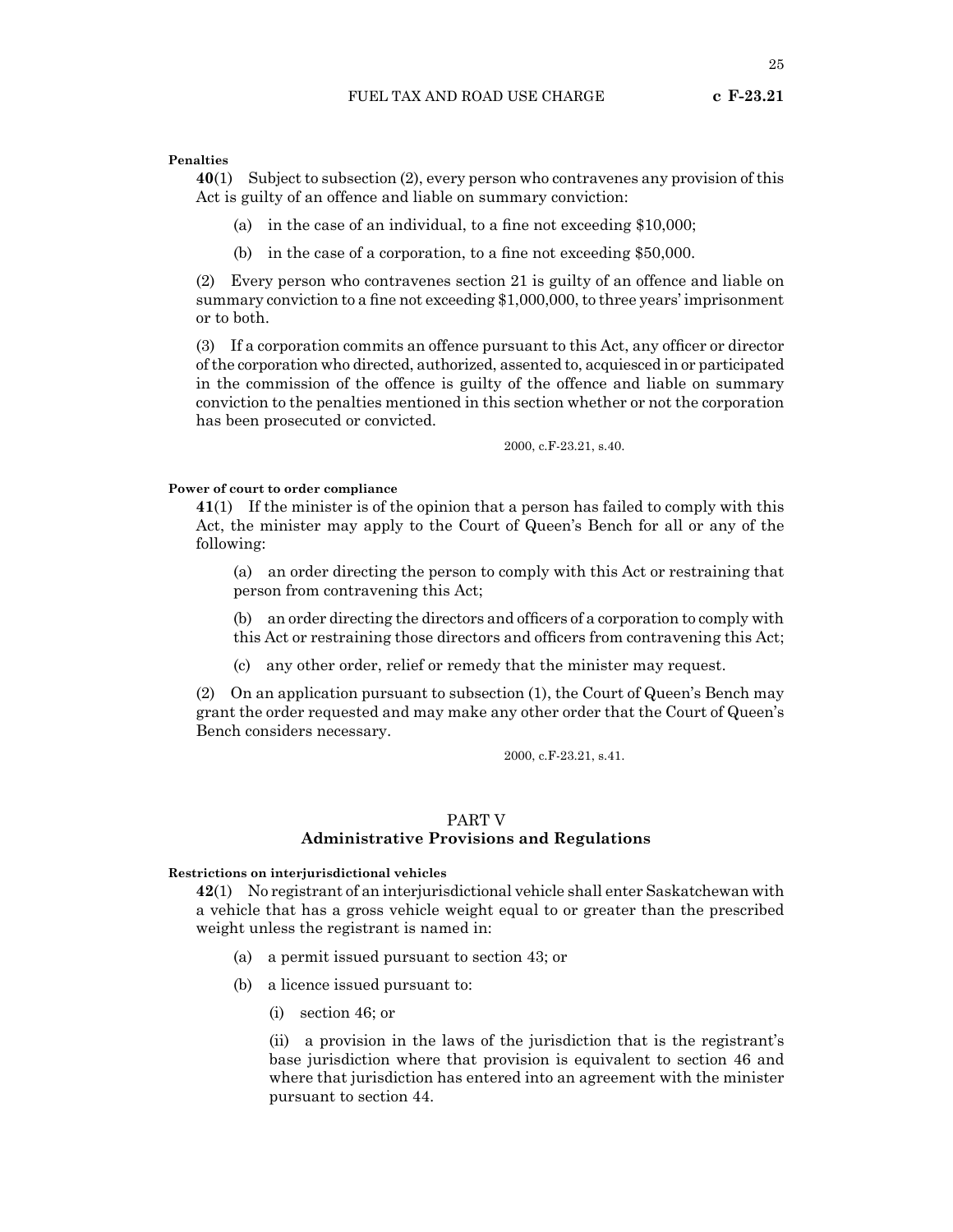**Penalties**

**40**(1) Subject to subsection (2), every person who contravenes any provision of this Act is guilty of an offence and liable on summary conviction:

(a) in the case of an individual, to a fine not exceeding $10,000;

(b) in the case of a corporation, to a fine not exceeding $50,000.

(2) Every person who contravenes section 21 is guilty of an offence and liable on summary conviction to a fine not exceeding $1,000,000, to three years' imprisonment or to both.

(3) If a corporation commits an offence pursuant to this Act, any officer or director of the corporation who directed, authorized, assented to, acquiesced in or participated in the commission of the offence is guilty of the offence and liable on summary conviction to the penalties mentioned in this section whether or not the corporation has been prosecuted or convicted.

2000, c.F-23.21, s.40.

**Power of court to order compliance**

**41**(1) If the minister is of the opinion that a person has failed to comply with this Act, the minister may apply to the Court of Queen's Bench for all or any of the following:

(a) an order directing the person to comply with this Act or restraining that person from contravening this Act;

(b) an order directing the directors and officers of a corporation to comply with this Act or restraining those directors and officers from contravening this Act;

(c) any other order, relief or remedy that the minister may request.

(2) On an application pursuant to subsection (1), the Court of Queen's Bench may grant the order requested and may make any other order that the Court of Queen's Bench considers necessary.

2000, c.F-23.21, s.41.

## PART V
## Administrative Provisions and Regulations

**Restrictions on interjurisdictional vehicles**

**42**(1) No registrant of an interjurisdictional vehicle shall enter Saskatchewan with a vehicle that has a gross vehicle weight equal to or greater than the prescribed weight unless the registrant is named in:

(a) a permit issued pursuant to section 43; or

(b) a licence issued pursuant to:

(i) section 46; or

(ii) a provision in the laws of the jurisdiction that is the registrant's base jurisdiction where that provision is equivalent to section 46 and where that jurisdiction has entered into an agreement with the minister pursuant to section 44.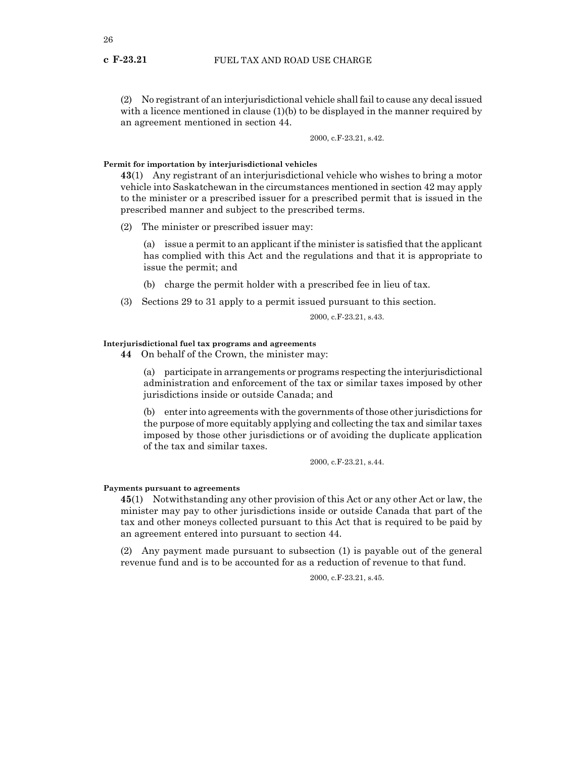(2) No registrant of an interjurisdictional vehicle shall fail to cause any decal issued with a licence mentioned in clause (1)(b) to be displayed in the manner required by an agreement mentioned in section 44.

2000, c.F-23.21, s.42.

**Permit for importation by interjurisdictional vehicles**

**43**(1) Any registrant of an interjurisdictional vehicle who wishes to bring a motor vehicle into Saskatchewan in the circumstances mentioned in section 42 may apply to the minister or a prescribed issuer for a prescribed permit that is issued in the prescribed manner and subject to the prescribed terms.

(2) The minister or prescribed issuer may:

(a) issue a permit to an applicant if the minister is satisfied that the applicant has complied with this Act and the regulations and that it is appropriate to issue the permit; and

(b) charge the permit holder with a prescribed fee in lieu of tax.

(3) Sections 29 to 31 apply to a permit issued pursuant to this section.

2000, c.F-23.21, s.43.

**Interjurisdictional fuel tax programs and agreements**

**44** On behalf of the Crown, the minister may:

(a) participate in arrangements or programs respecting the interjurisdictional administration and enforcement of the tax or similar taxes imposed by other jurisdictions inside or outside Canada; and

(b) enter into agreements with the governments of those other jurisdictions for the purpose of more equitably applying and collecting the tax and similar taxes imposed by those other jurisdictions or of avoiding the duplicate application of the tax and similar taxes.

2000, c.F-23.21, s.44.

**Payments pursuant to agreements**

**45**(1) Notwithstanding any other provision of this Act or any other Act or law, the minister may pay to other jurisdictions inside or outside Canada that part of the tax and other moneys collected pursuant to this Act that is required to be paid by an agreement entered into pursuant to section 44.

(2) Any payment made pursuant to subsection (1) is payable out of the general revenue fund and is to be accounted for as a reduction of revenue to that fund.

2000, c.F-23.21, s.45.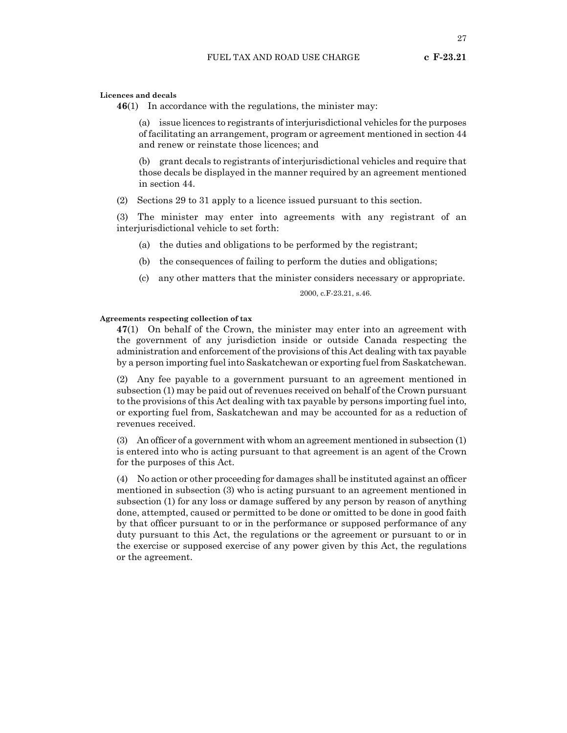**Licences and decals**

**46**(1) In accordance with the regulations, the minister may:

(a) issue licences to registrants of interjurisdictional vehicles for the purposes of facilitating an arrangement, program or agreement mentioned in section 44 and renew or reinstate those licences; and

(b) grant decals to registrants of interjurisdictional vehicles and require that those decals be displayed in the manner required by an agreement mentioned in section 44.

(2) Sections 29 to 31 apply to a licence issued pursuant to this section.

(3) The minister may enter into agreements with any registrant of an interjurisdictional vehicle to set forth:

(a) the duties and obligations to be performed by the registrant;

(b) the consequences of failing to perform the duties and obligations;

(c) any other matters that the minister considers necessary or appropriate.

2000, c.F-23.21, s.46.

**Agreements respecting collection of tax**

**47**(1) On behalf of the Crown, the minister may enter into an agreement with the government of any jurisdiction inside or outside Canada respecting the administration and enforcement of the provisions of this Act dealing with tax payable by a person importing fuel into Saskatchewan or exporting fuel from Saskatchewan.

(2) Any fee payable to a government pursuant to an agreement mentioned in subsection (1) may be paid out of revenues received on behalf of the Crown pursuant to the provisions of this Act dealing with tax payable by persons importing fuel into, or exporting fuel from, Saskatchewan and may be accounted for as a reduction of revenues received.

(3) An officer of a government with whom an agreement mentioned in subsection (1) is entered into who is acting pursuant to that agreement is an agent of the Crown for the purposes of this Act.

(4) No action or other proceeding for damages shall be instituted against an officer mentioned in subsection (3) who is acting pursuant to an agreement mentioned in subsection (1) for any loss or damage suffered by any person by reason of anything done, attempted, caused or permitted to be done or omitted to be done in good faith by that officer pursuant to or in the performance or supposed performance of any duty pursuant to this Act, the regulations or the agreement or pursuant to or in the exercise or supposed exercise of any power given by this Act, the regulations or the agreement.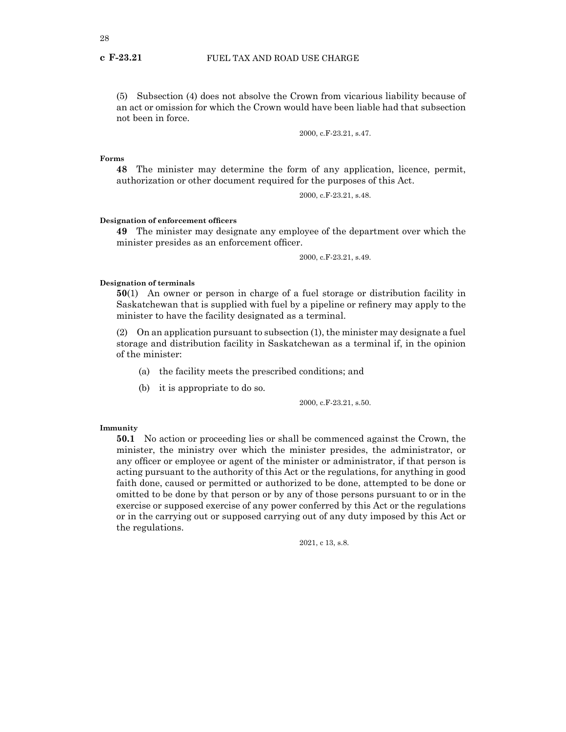(5) Subsection (4) does not absolve the Crown from vicarious liability because of an act or omission for which the Crown would have been liable had that subsection not been in force.

2000, c.F-23.21, s.47.

**Forms**

**48** The minister may determine the form of any application, licence, permit, authorization or other document required for the purposes of this Act.

2000, c.F-23.21, s.48.

**Designation of enforcement officers**

**49** The minister may designate any employee of the department over which the minister presides as an enforcement officer.

2000, c.F-23.21, s.49.

**Designation of terminals**

**50**(1) An owner or person in charge of a fuel storage or distribution facility in Saskatchewan that is supplied with fuel by a pipeline or refinery may apply to the minister to have the facility designated as a terminal.

(2) On an application pursuant to subsection (1), the minister may designate a fuel storage and distribution facility in Saskatchewan as a terminal if, in the opinion of the minister:

(a) the facility meets the prescribed conditions; and

(b) it is appropriate to do so.

2000, c.F-23.21, s.50.

**Immunity**

**50.1** No action or proceeding lies or shall be commenced against the Crown, the minister, the ministry over which the minister presides, the administrator, or any officer or employee or agent of the minister or administrator, if that person is acting pursuant to the authority of this Act or the regulations, for anything in good faith done, caused or permitted or authorized to be done, attempted to be done or omitted to be done by that person or by any of those persons pursuant to or in the exercise or supposed exercise of any power conferred by this Act or the regulations or in the carrying out or supposed carrying out of any duty imposed by this Act or the regulations.

2021, c 13, s.8.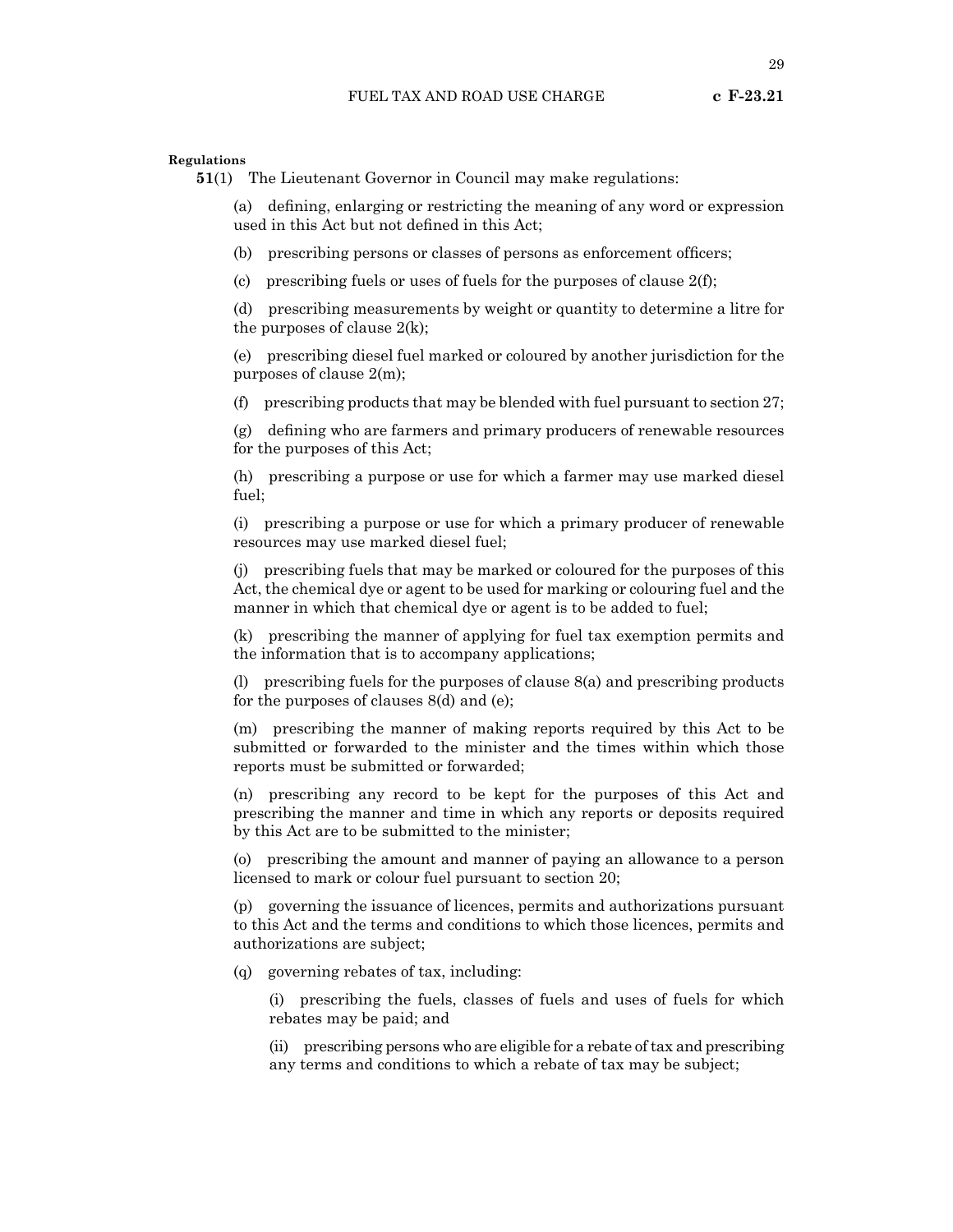**Regulations**

**51**(1) The Lieutenant Governor in Council may make regulations:

(a) defining, enlarging or restricting the meaning of any word or expression used in this Act but not defined in this Act;

(b) prescribing persons or classes of persons as enforcement officers;

(c) prescribing fuels or uses of fuels for the purposes of clause 2(f);

(d) prescribing measurements by weight or quantity to determine a litre for the purposes of clause 2(k);

(e) prescribing diesel fuel marked or coloured by another jurisdiction for the purposes of clause 2(m);

(f) prescribing products that may be blended with fuel pursuant to section 27;

(g) defining who are farmers and primary producers of renewable resources for the purposes of this Act;

(h) prescribing a purpose or use for which a farmer may use marked diesel fuel;

(i) prescribing a purpose or use for which a primary producer of renewable resources may use marked diesel fuel;

(j) prescribing fuels that may be marked or coloured for the purposes of this Act, the chemical dye or agent to be used for marking or colouring fuel and the manner in which that chemical dye or agent is to be added to fuel;

(k) prescribing the manner of applying for fuel tax exemption permits and the information that is to accompany applications;

(l) prescribing fuels for the purposes of clause 8(a) and prescribing products for the purposes of clauses 8(d) and (e);

(m) prescribing the manner of making reports required by this Act to be submitted or forwarded to the minister and the times within which those reports must be submitted or forwarded;

(n) prescribing any record to be kept for the purposes of this Act and prescribing the manner and time in which any reports or deposits required by this Act are to be submitted to the minister;

(o) prescribing the amount and manner of paying an allowance to a person licensed to mark or colour fuel pursuant to section 20;

(p) governing the issuance of licences, permits and authorizations pursuant to this Act and the terms and conditions to which those licences, permits and authorizations are subject;

(q) governing rebates of tax, including:

(i) prescribing the fuels, classes of fuels and uses of fuels for which rebates may be paid; and

(ii) prescribing persons who are eligible for a rebate of tax and prescribing any terms and conditions to which a rebate of tax may be subject;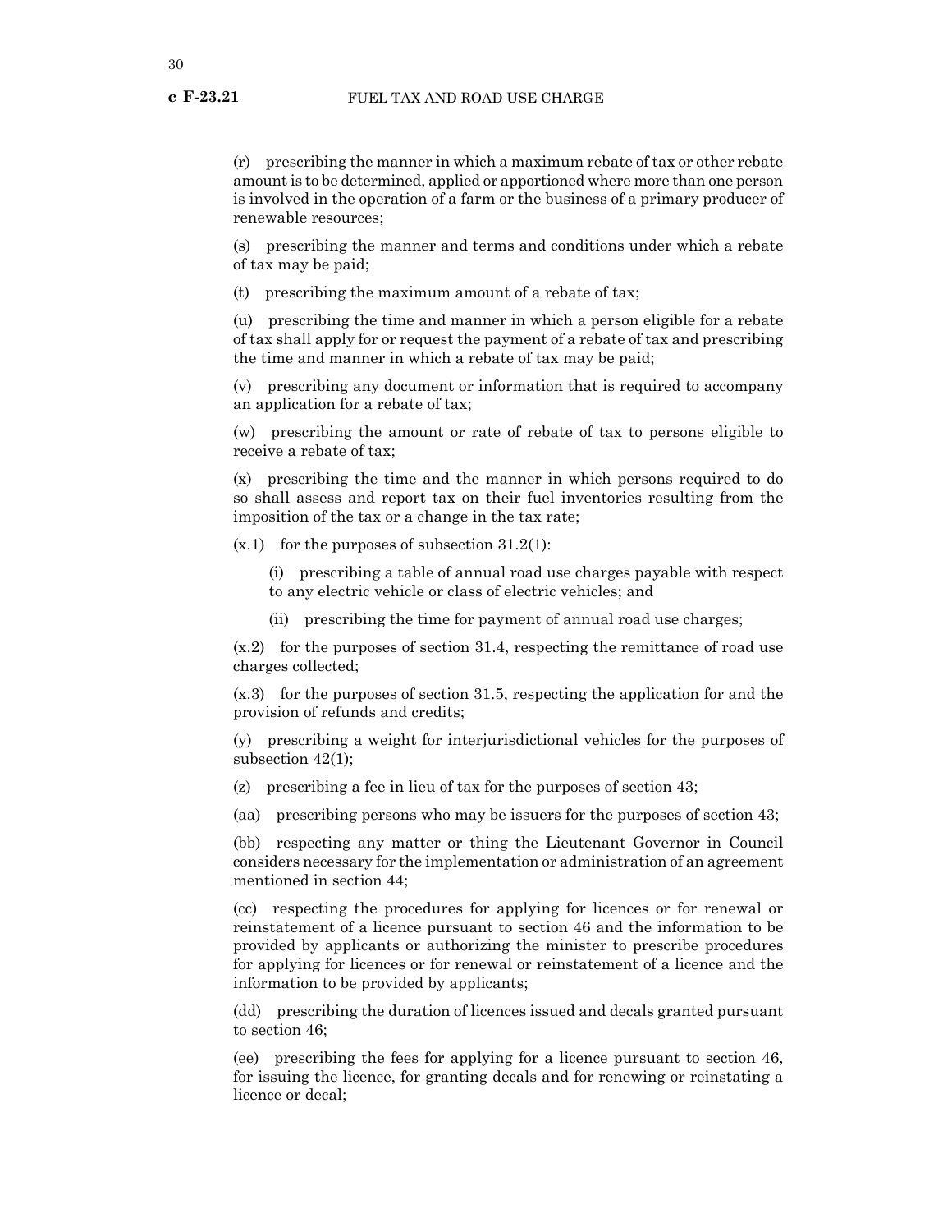(r) prescribing the manner in which a maximum rebate of tax or other rebate amount is to be determined, applied or apportioned where more than one person is involved in the operation of a farm or the business of a primary producer of renewable resources;

(s) prescribing the manner and terms and conditions under which a rebate of tax may be paid;

(t) prescribing the maximum amount of a rebate of tax;

(u) prescribing the time and manner in which a person eligible for a rebate of tax shall apply for or request the payment of a rebate of tax and prescribing the time and manner in which a rebate of tax may be paid;

(v) prescribing any document or information that is required to accompany an application for a rebate of tax;

(w) prescribing the amount or rate of rebate of tax to persons eligible to receive a rebate of tax;

(x) prescribing the time and the manner in which persons required to do so shall assess and report tax on their fuel inventories resulting from the imposition of the tax or a change in the tax rate;

(x.1) for the purposes of subsection 31.2(1):

(i) prescribing a table of annual road use charges payable with respect to any electric vehicle or class of electric vehicles; and

(ii) prescribing the time for payment of annual road use charges;

(x.2) for the purposes of section 31.4, respecting the remittance of road use charges collected;

(x.3) for the purposes of section 31.5, respecting the application for and the provision of refunds and credits;

(y) prescribing a weight for interjurisdictional vehicles for the purposes of subsection 42(1);

(z) prescribing a fee in lieu of tax for the purposes of section 43;

(aa) prescribing persons who may be issuers for the purposes of section 43;

(bb) respecting any matter or thing the Lieutenant Governor in Council considers necessary for the implementation or administration of an agreement mentioned in section 44;

(cc) respecting the procedures for applying for licences or for renewal or reinstatement of a licence pursuant to section 46 and the information to be provided by applicants or authorizing the minister to prescribe procedures for applying for licences or for renewal or reinstatement of a licence and the information to be provided by applicants;

(dd) prescribing the duration of licences issued and decals granted pursuant to section 46;

(ee) prescribing the fees for applying for a licence pursuant to section 46, for issuing the licence, for granting decals and for renewing or reinstating a licence or decal;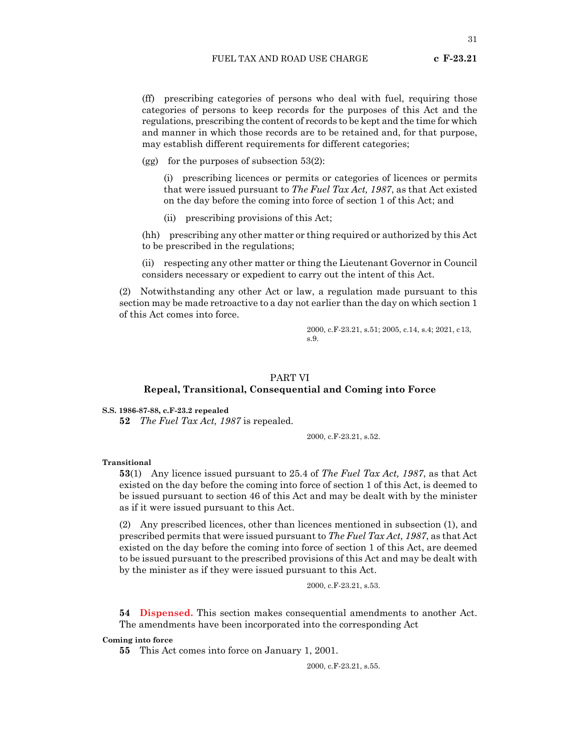(ff) prescribing categories of persons who deal with fuel, requiring those categories of persons to keep records for the purposes of this Act and the regulations, prescribing the content of records to be kept and the time for which and manner in which those records are to be retained and, for that purpose, may establish different requirements for different categories;

(gg) for the purposes of subsection 53(2):

(i) prescribing licences or permits or categories of licences or permits that were issued pursuant to *The Fuel Tax Act, 1987*, as that Act existed on the day before the coming into force of section 1 of this Act; and

(ii) prescribing provisions of this Act;

(hh) prescribing any other matter or thing required or authorized by this Act to be prescribed in the regulations;

(ii) respecting any other matter or thing the Lieutenant Governor in Council considers necessary or expedient to carry out the intent of this Act.

(2) Notwithstanding any other Act or law, a regulation made pursuant to this section may be made retroactive to a day not earlier than the day on which section 1 of this Act comes into force.

2000, c.F-23.21, s.51; 2005, c.14, s.4; 2021, c 13, s.9.

## PART VI
## Repeal, Transitional, Consequential and Coming into Force

**S.S. 1986-87-88, c.F-23.2 repealed**

**52** *The Fuel Tax Act, 1987* is repealed.

2000, c.F-23.21, s.52.

**Transitional**

**53**(1) Any licence issued pursuant to 25.4 of *The Fuel Tax Act, 1987*, as that Act existed on the day before the coming into force of section 1 of this Act, is deemed to be issued pursuant to section 46 of this Act and may be dealt with by the minister as if it were issued pursuant to this Act.

(2) Any prescribed licences, other than licences mentioned in subsection (1), and prescribed permits that were issued pursuant to *The Fuel Tax Act, 1987*, as that Act existed on the day before the coming into force of section 1 of this Act, are deemed to be issued pursuant to the prescribed provisions of this Act and may be dealt with by the minister as if they were issued pursuant to this Act.

2000, c.F-23.21, s.53.

**54** **Dispensed.** This section makes consequential amendments to another Act. The amendments have been incorporated into the corresponding Act

**Coming into force**

**55** This Act comes into force on January 1, 2001.

2000, c.F-23.21, s.55.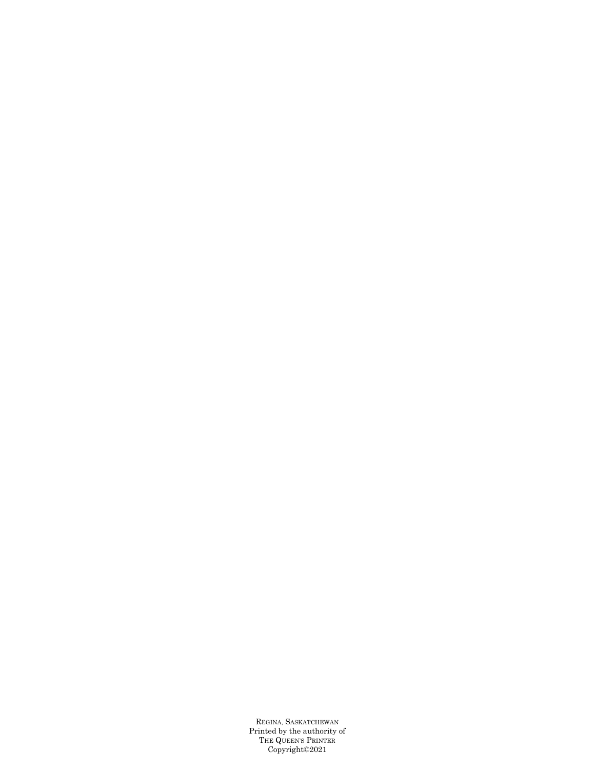REGINA, SASKATCHEWAN
Printed by the authority of
THE QUEEN'S PRINTER
Copyright©2021